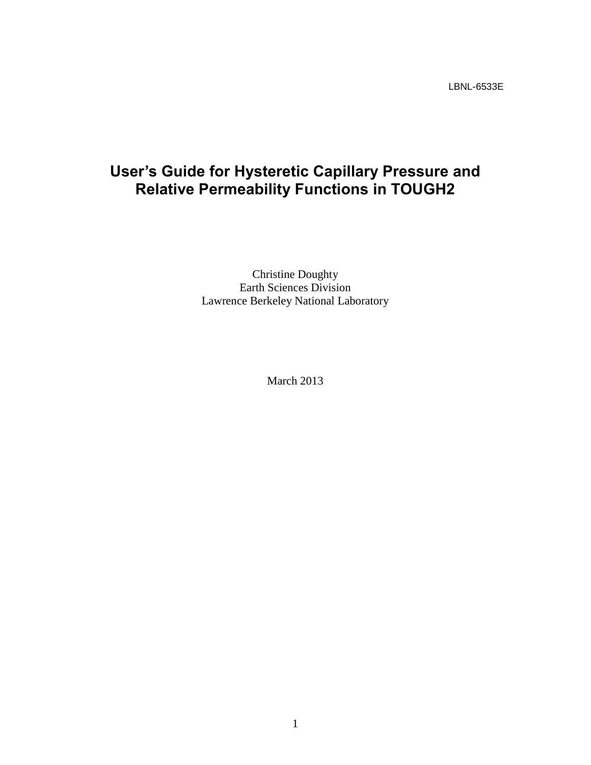LBNL-6533E

# User's Guide for Hysteretic Capillary Pressure and Relative Permeability Functions in TOUGH2

Christine Doughty
Earth Sciences Division
Lawrence Berkeley National Laboratory

March 2013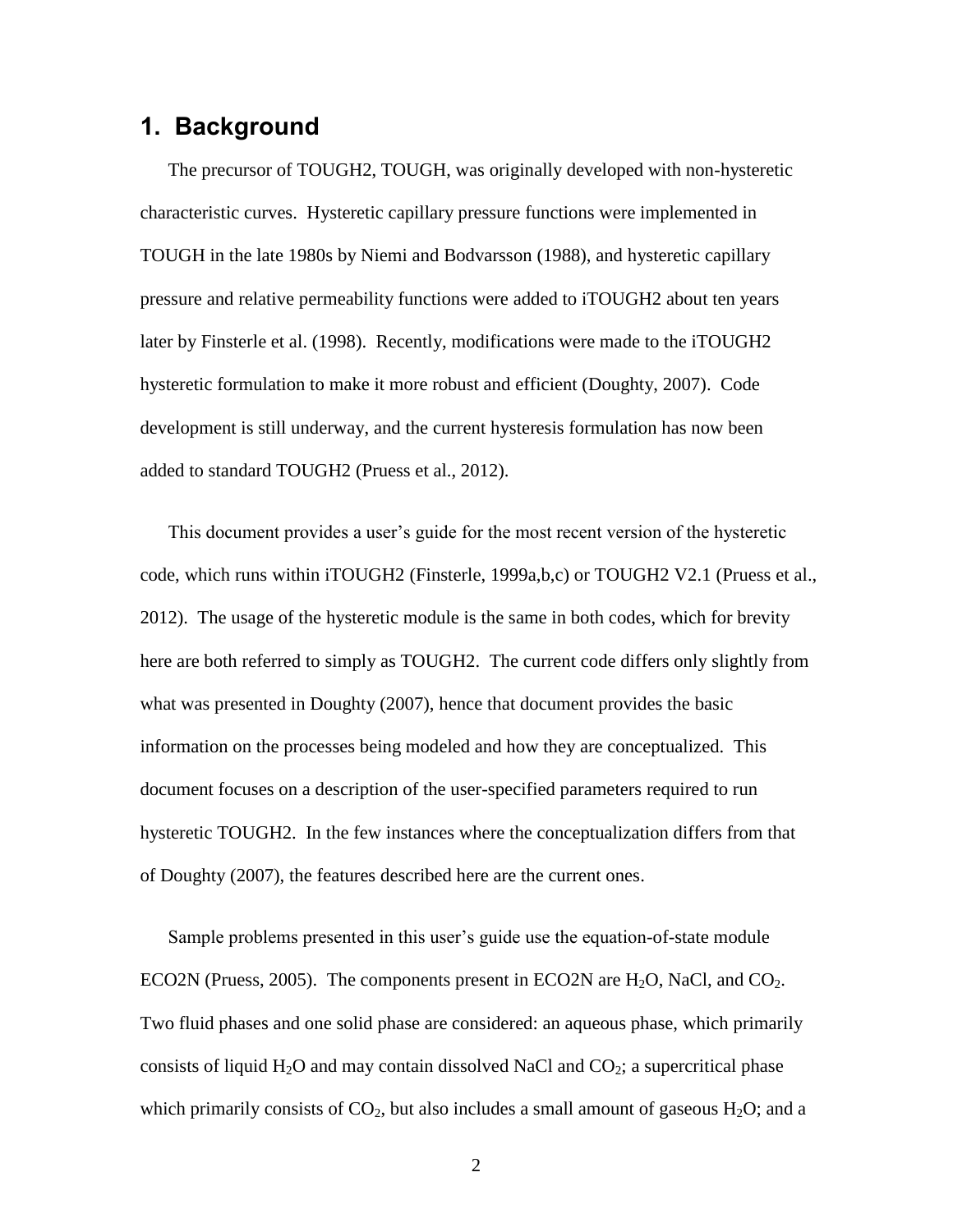## 1. Background

The precursor of TOUGH2, TOUGH, was originally developed with non-hysteretic characteristic curves. Hysteretic capillary pressure functions were implemented in TOUGH in the late 1980s by Niemi and Bodvarsson (1988), and hysteretic capillary pressure and relative permeability functions were added to iTOUGH2 about ten years later by Finsterle et al. (1998). Recently, modifications were made to the iTOUGH2 hysteretic formulation to make it more robust and efficient (Doughty, 2007). Code development is still underway, and the current hysteresis formulation has now been added to standard TOUGH2 (Pruess et al., 2012).

This document provides a user's guide for the most recent version of the hysteretic code, which runs within iTOUGH2 (Finsterle, 1999a,b,c) or TOUGH2 V2.1 (Pruess et al., 2012). The usage of the hysteretic module is the same in both codes, which for brevity here are both referred to simply as TOUGH2. The current code differs only slightly from what was presented in Doughty (2007), hence that document provides the basic information on the processes being modeled and how they are conceptualized. This document focuses on a description of the user-specified parameters required to run hysteretic TOUGH2. In the few instances where the conceptualization differs from that of Doughty (2007), the features described here are the current ones.

Sample problems presented in this user's guide use the equation-of-state module ECO2N (Pruess, 2005). The components present in ECO2N are $H_2O$, NaCl, and $CO_2$. Two fluid phases and one solid phase are considered: an aqueous phase, which primarily consists of liquid $H_2O$ and may contain dissolved NaCl and $CO_2$; a supercritical phase which primarily consists of $CO_2$, but also includes a small amount of gaseous $H_2O$; and a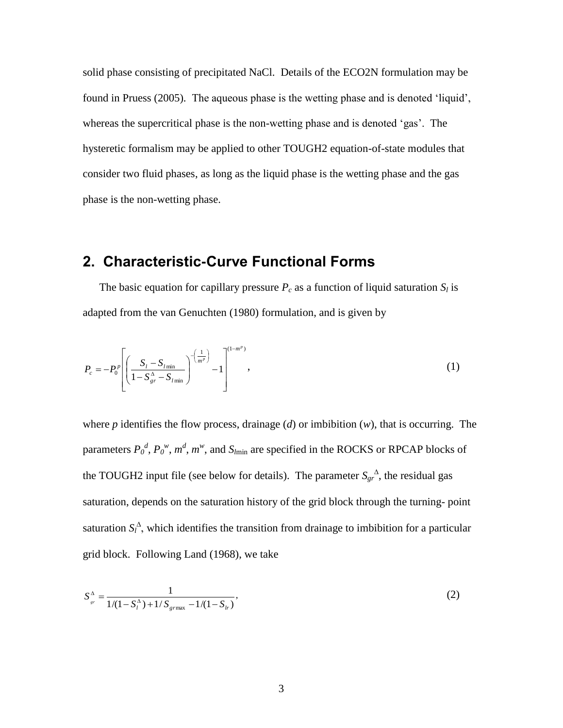solid phase consisting of precipitated NaCl. Details of the ECO2N formulation may be found in Pruess (2005). The aqueous phase is the wetting phase and is denoted 'liquid', whereas the supercritical phase is the non-wetting phase and is denoted 'gas'. The hysteretic formalism may be applied to other TOUGH2 equation-of-state modules that consider two fluid phases, as long as the liquid phase is the wetting phase and the gas phase is the non-wetting phase.

## 2. Characteristic-Curve Functional Forms

The basic equation for capillary pressure $P_c$ as a function of liquid saturation $S_l$ is adapted from the van Genuchten (1980) formulation, and is given by

$$P_c = -P_0^p \left[ \left( \frac{S_l - S_{l\min}}{1 - S_{gr}^{\Delta} - S_{l\min}} \right)^{-\left(\frac{1}{m^p}\right)} - 1 \right]^{(1-m^p)}, \tag{1}$$

where *p* identifies the flow process, drainage (*d*) or imbibition (*w*), that is occurring. The parameters $P_0^d$, $P_0^w$, $m^d$, $m^w$, and $S_{l\min}$ are specified in the ROCKS or RPCAP blocks of the TOUGH2 input file (see below for details). The parameter $S_{gr}^{\Delta}$, the residual gas saturation, depends on the saturation history of the grid block through the turning- point saturation $S_l^{\Delta}$, which identifies the transition from drainage to imbibition for a particular grid block. Following Land (1968), we take

$$S_{gr}^{\Delta} = \frac{1}{1/(1 - S_l^{\Delta}) + 1/S_{gr\max} - 1/(1 - S_{lr})}, \tag{2}$$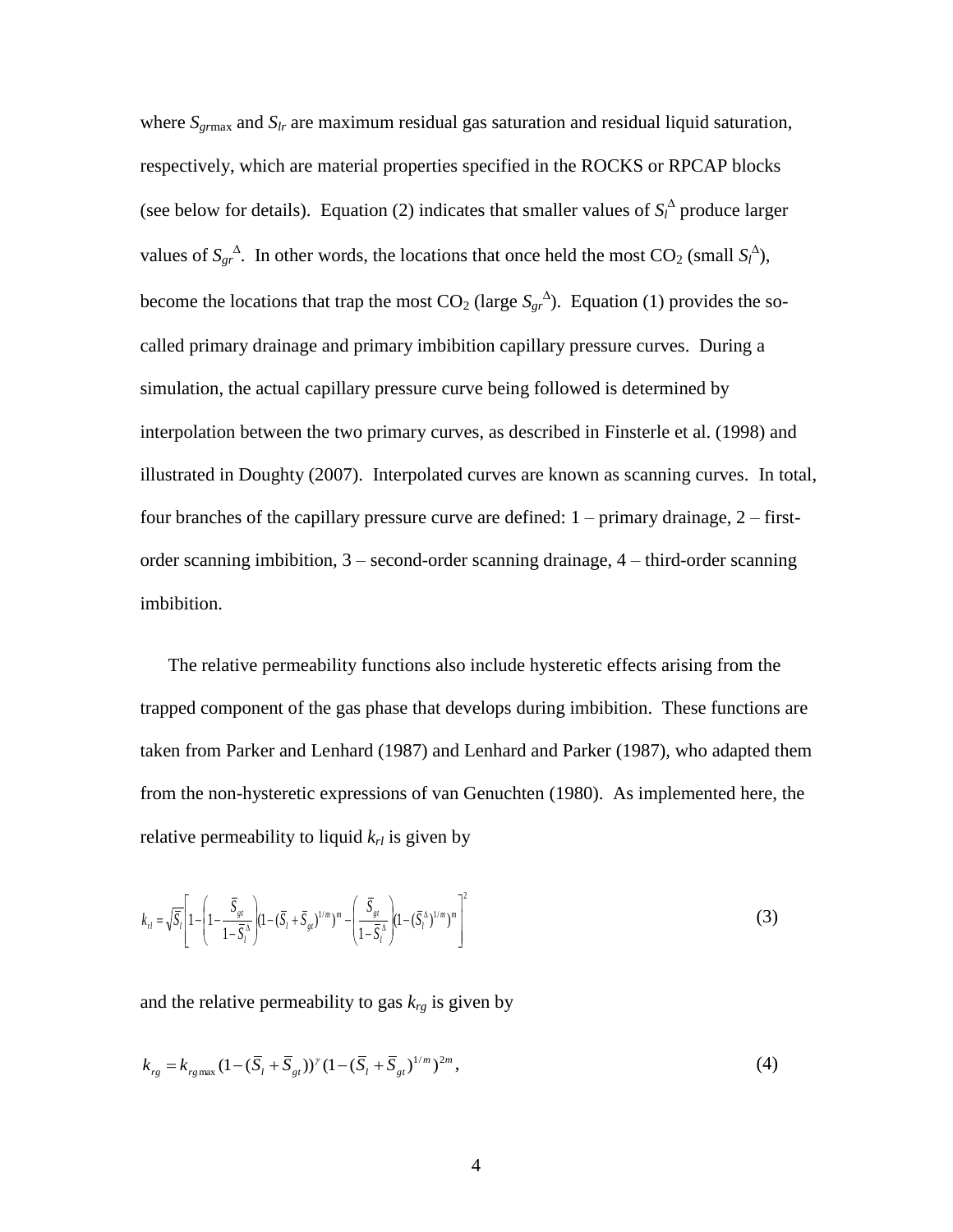where $S_{gr\max}$ and $S_{lr}$ are maximum residual gas saturation and residual liquid saturation, respectively, which are material properties specified in the ROCKS or RPCAP blocks (see below for details). Equation (2) indicates that smaller values of $S_l^{\Delta}$ produce larger values of $S_{gr}^{\Delta}$. In other words, the locations that once held the most $CO_2$ (small $S_l^{\Delta}$), become the locations that trap the most $CO_2$ (large $S_{gr}^{\Delta}$). Equation (1) provides the so-called primary drainage and primary imbibition capillary pressure curves. During a simulation, the actual capillary pressure curve being followed is determined by interpolation between the two primary curves, as described in Finsterle et al. (1998) and illustrated in Doughty (2007). Interpolated curves are known as scanning curves. In total, four branches of the capillary pressure curve are defined: 1 – primary drainage, 2 – first-order scanning imbibition, 3 – second-order scanning drainage, 4 – third-order scanning imbibition.

The relative permeability functions also include hysteretic effects arising from the trapped component of the gas phase that develops during imbibition. These functions are taken from Parker and Lenhard (1987) and Lenhard and Parker (1987), who adapted them from the non-hysteretic expressions of van Genuchten (1980). As implemented here, the relative permeability to liquid $k_{rl}$ is given by

$$k_{rl} = \sqrt{\bar{S}_l}\left[1 - \left(1 - \frac{\bar{S}_{gt}}{1-\bar{S}_l^{\Delta}}\right)\left(1-(\bar{S}_l+\bar{S}_{gt})^{1/m}\right)^m - \left(\frac{\bar{S}_{gt}}{1-\bar{S}_l^{\Delta}}\right)\left(1-(\bar{S}_l^{\Delta})^{1/m}\right)^m\right]^2 \tag{3}$$

and the relative permeability to gas $k_{rg}$ is given by

$$k_{rg} = k_{rg\max}(1-(\bar{S}_l+\bar{S}_{gt}))^{\gamma}(1-(\bar{S}_l+\bar{S}_{gt})^{1/m})^{2m}, \tag{4}$$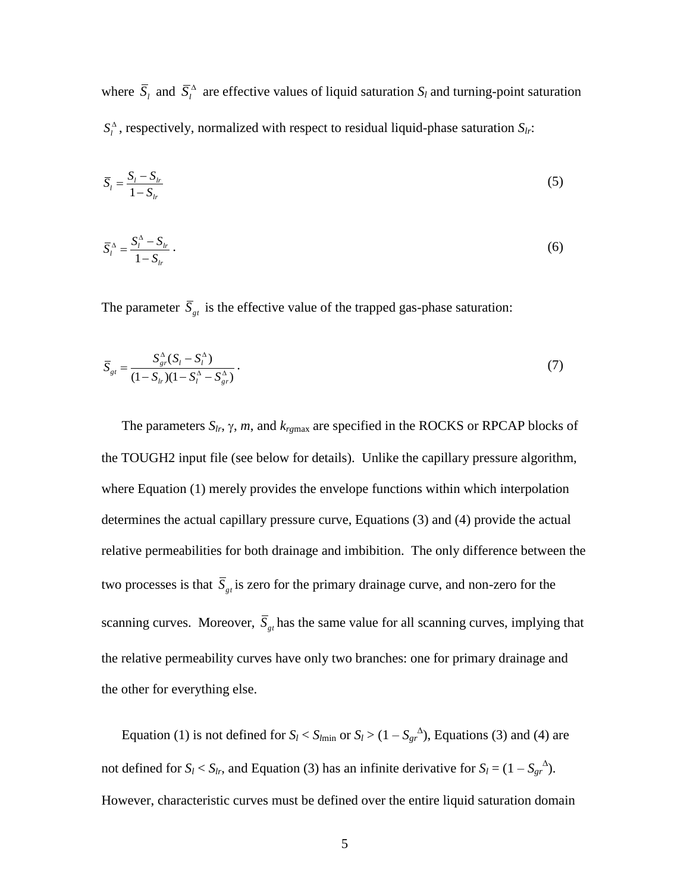where $\bar{S}_l$ and $\bar{S}_l^{\Delta}$ are effective values of liquid saturation $S_l$ and turning-point saturation $S_l^{\Delta}$, respectively, normalized with respect to residual liquid-phase saturation $S_{lr}$:

$$\bar{S}_l = \frac{S_l - S_{lr}}{1 - S_{lr}} \tag{5}$$

$$\bar{S}_l^{\Delta} = \frac{S_l^{\Delta} - S_{lr}}{1 - S_{lr}} \, . \tag{6}$$

The parameter $\bar{S}_{gt}$ is the effective value of the trapped gas-phase saturation:

$$\bar{S}_{gt} = \frac{S_{gr}^{\Delta}(S_l - S_l^{\Delta})}{(1 - S_{lr})(1 - S_l^{\Delta} - S_{gr}^{\Delta})} \, . \tag{7}$$

The parameters $S_{lr}$, $\gamma$, $m$, and $k_{rg\max}$ are specified in the ROCKS or RPCAP blocks of the TOUGH2 input file (see below for details). Unlike the capillary pressure algorithm, where Equation (1) merely provides the envelope functions within which interpolation determines the actual capillary pressure curve, Equations (3) and (4) provide the actual relative permeabilities for both drainage and imbibition. The only difference between the two processes is that $\bar{S}_{gt}$ is zero for the primary drainage curve, and non-zero for the scanning curves. Moreover, $\bar{S}_{gt}$ has the same value for all scanning curves, implying that the relative permeability curves have only two branches: one for primary drainage and the other for everything else.

Equation (1) is not defined for $S_l < S_{l\min}$ or $S_l > (1 - S_{gr}^{\Delta})$, Equations (3) and (4) are not defined for $S_l < S_{lr}$, and Equation (3) has an infinite derivative for $S_l = (1 - S_{gr}^{\Delta})$. However, characteristic curves must be defined over the entire liquid saturation domain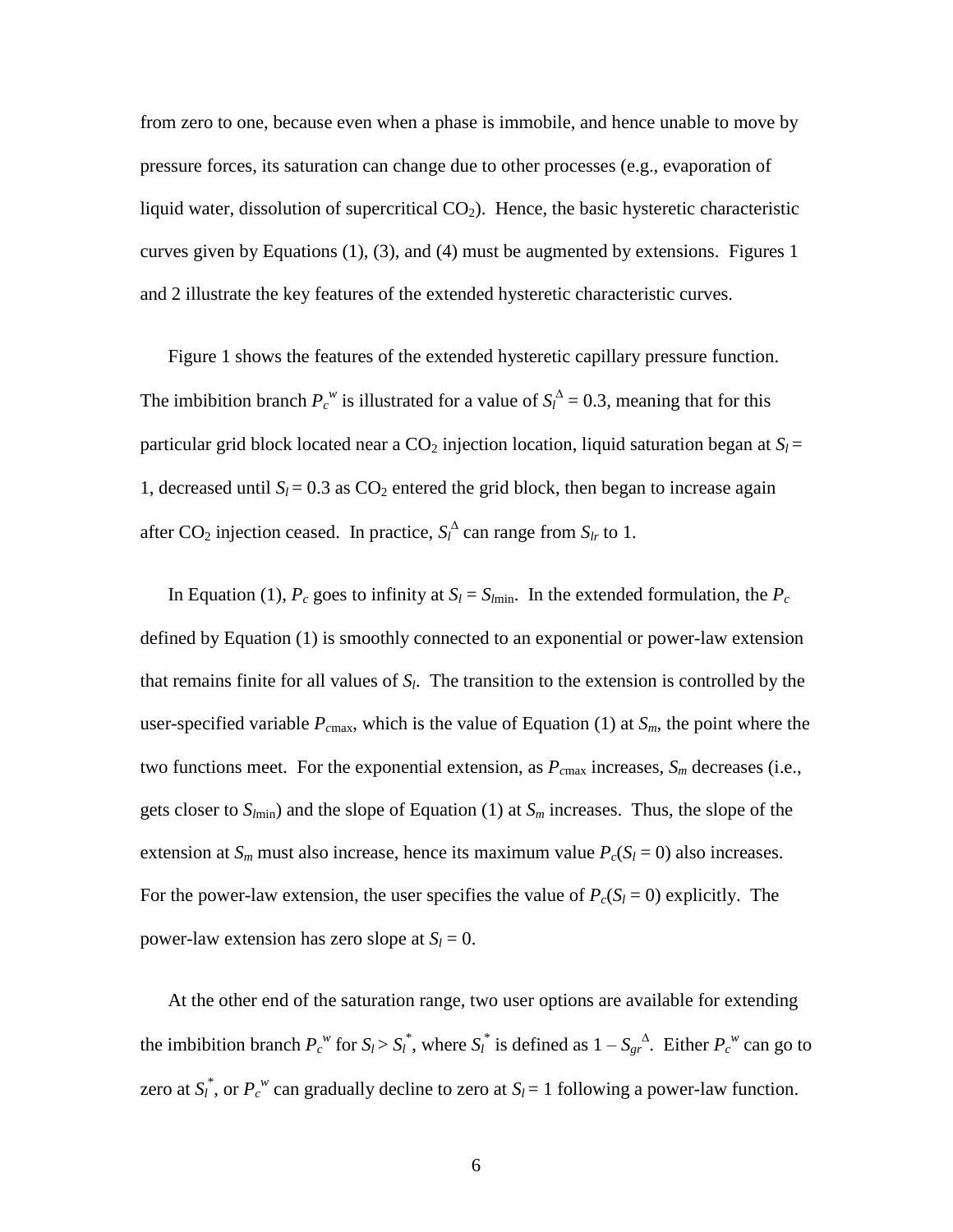from zero to one, because even when a phase is immobile, and hence unable to move by pressure forces, its saturation can change due to other processes (e.g., evaporation of liquid water, dissolution of supercritical $CO_2$). Hence, the basic hysteretic characteristic curves given by Equations (1), (3), and (4) must be augmented by extensions. Figures 1 and 2 illustrate the key features of the extended hysteretic characteristic curves.

Figure 1 shows the features of the extended hysteretic capillary pressure function. The imbibition branch $P_c^w$ is illustrated for a value of $S_l^\Delta = 0.3$, meaning that for this particular grid block located near a $CO_2$ injection location, liquid saturation began at $S_l = 1$, decreased until $S_l = 0.3$ as $CO_2$ entered the grid block, then began to increase again after $CO_2$ injection ceased. In practice, $S_l^\Delta$ can range from $S_{lr}$ to 1.

In Equation (1), $P_c$ goes to infinity at $S_l = S_{l\min}$. In the extended formulation, the $P_c$ defined by Equation (1) is smoothly connected to an exponential or power-law extension that remains finite for all values of $S_l$. The transition to the extension is controlled by the user-specified variable $P_{c\max}$, which is the value of Equation (1) at $S_m$, the point where the two functions meet. For the exponential extension, as $P_{c\max}$ increases, $S_m$ decreases (i.e., gets closer to $S_{l\min}$) and the slope of Equation (1) at $S_m$ increases. Thus, the slope of the extension at $S_m$ must also increase, hence its maximum value $P_c(S_l = 0)$ also increases. For the power-law extension, the user specifies the value of $P_c(S_l = 0)$ explicitly. The power-law extension has zero slope at $S_l = 0$.

At the other end of the saturation range, two user options are available for extending the imbibition branch $P_c^w$ for $S_l > S_l^*$, where $S_l^*$ is defined as $1 - S_{gr}^\Delta$. Either $P_c^w$ can go to zero at $S_l^*$, or $P_c^w$ can gradually decline to zero at $S_l = 1$ following a power-law function.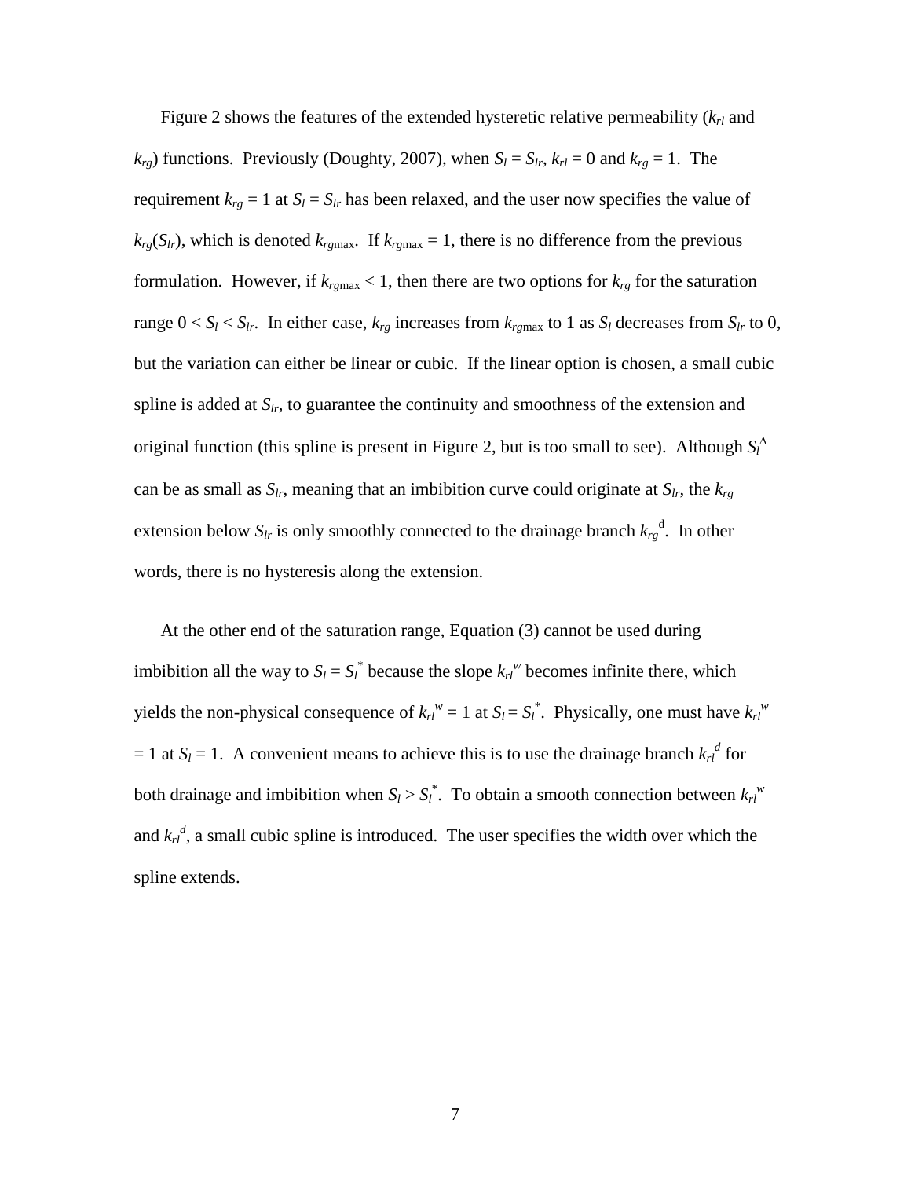Figure 2 shows the features of the extended hysteretic relative permeability ($k_{rl}$ and $k_{rg}$) functions. Previously (Doughty, 2007), when $S_l = S_{lr}$, $k_{rl} = 0$ and $k_{rg} = 1$. The requirement $k_{rg} = 1$ at $S_l = S_{lr}$ has been relaxed, and the user now specifies the value of $k_{rg}(S_{lr})$, which is denoted $k_{rg\max}$. If $k_{rg\max} = 1$, there is no difference from the previous formulation. However, if $k_{rg\max} < 1$, then there are two options for $k_{rg}$ for the saturation range $0 < S_l < S_{lr}$. In either case, $k_{rg}$ increases from $k_{rg\max}$ to 1 as $S_l$ decreases from $S_{lr}$ to 0, but the variation can either be linear or cubic. If the linear option is chosen, a small cubic spline is added at $S_{lr}$, to guarantee the continuity and smoothness of the extension and original function (this spline is present in Figure 2, but is too small to see). Although $S_l^{\Delta}$ can be as small as $S_{lr}$, meaning that an imbibition curve could originate at $S_{lr}$, the $k_{rg}$ extension below $S_{lr}$ is only smoothly connected to the drainage branch $k_{rg}^{\mathrm{d}}$. In other words, there is no hysteresis along the extension.

At the other end of the saturation range, Equation (3) cannot be used during imbibition all the way to $S_l = S_l^*$ because the slope $k_{rl}^w$ becomes infinite there, which yields the non-physical consequence of $k_{rl}^w = 1$ at $S_l = S_l^*$. Physically, one must have $k_{rl}^w = 1$ at $S_l = 1$. A convenient means to achieve this is to use the drainage branch $k_{rl}^d$ for both drainage and imbibition when $S_l > S_l^*$. To obtain a smooth connection between $k_{rl}^w$ and $k_{rl}^d$, a small cubic spline is introduced. The user specifies the width over which the spline extends.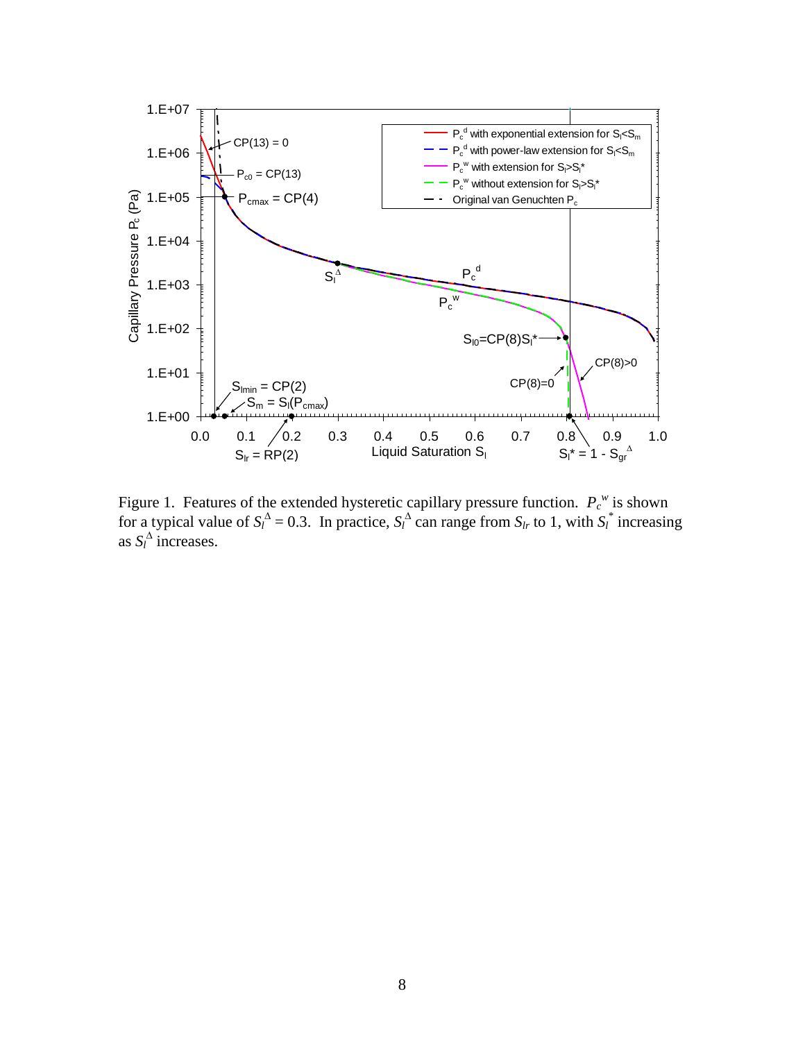Figure 1. Features of the extended hysteretic capillary pressure function. $P_c^w$ is shown for a typical value of $S_l^\Delta = 0.3$. In practice, $S_l^\Delta$ can range from $S_{lr}$ to 1, with $S_l^*$ increasing as $S_l^\Delta$ increases.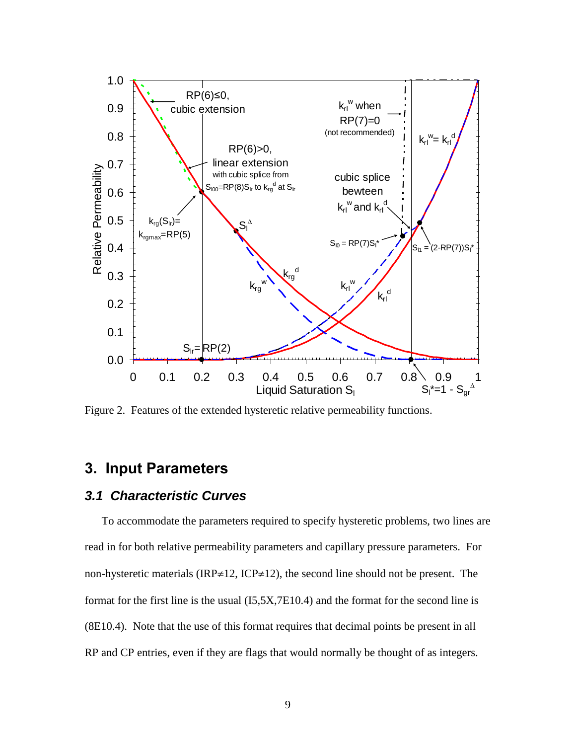Figure 2. Features of the extended hysteretic relative permeability functions.

# 3. Input Parameters

## *3.1 Characteristic Curves*

To accommodate the parameters required to specify hysteretic problems, two lines are read in for both relative permeability parameters and capillary pressure parameters. For non-hysteretic materials (IRP≠12, ICP≠12), the second line should not be present. The format for the first line is the usual (I5,5X,7E10.4) and the format for the second line is (8E10.4). Note that the use of this format requires that decimal points be present in all RP and CP entries, even if they are flags that would normally be thought of as integers.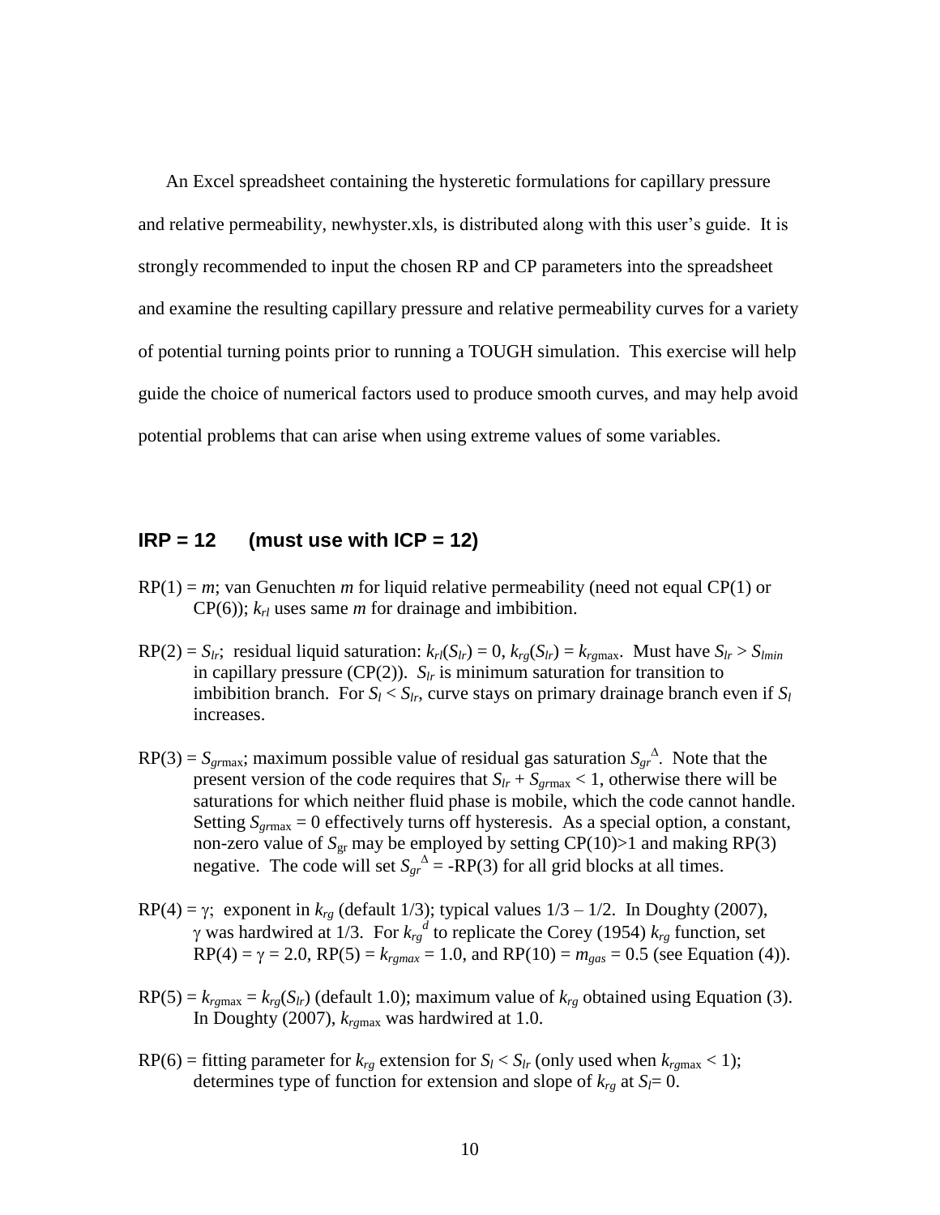An Excel spreadsheet containing the hysteretic formulations for capillary pressure and relative permeability, newhyster.xls, is distributed along with this user's guide. It is strongly recommended to input the chosen RP and CP parameters into the spreadsheet and examine the resulting capillary pressure and relative permeability curves for a variety of potential turning points prior to running a TOUGH simulation. This exercise will help guide the choice of numerical factors used to produce smooth curves, and may help avoid potential problems that can arise when using extreme values of some variables.

## IRP = 12 (must use with ICP = 12)

RP(1) = $m$; van Genuchten $m$ for liquid relative permeability (need not equal CP(1) or CP(6)); $k_{rl}$ uses same $m$ for drainage and imbibition.

RP(2) = $S_{lr}$; residual liquid saturation: $k_{rl}(S_{lr}) = 0$, $k_{rg}(S_{lr}) = k_{rg\max}$. Must have $S_{lr} > S_{lmin}$ in capillary pressure (CP(2)). $S_{lr}$ is minimum saturation for transition to imbibition branch. For $S_l < S_{lr}$, curve stays on primary drainage branch even if $S_l$ increases.

RP(3) = $S_{gr\max}$; maximum possible value of residual gas saturation $S_{gr}^{\Delta}$. Note that the present version of the code requires that $S_{lr} + S_{gr\max} < 1$, otherwise there will be saturations for which neither fluid phase is mobile, which the code cannot handle. Setting $S_{gr\max} = 0$ effectively turns off hysteresis. As a special option, a constant, non-zero value of $S_{gr}$ may be employed by setting CP(10)>1 and making RP(3) negative. The code will set $S_{gr}^{\Delta}$ = -RP(3) for all grid blocks at all times.

RP(4) = $\gamma$; exponent in $k_{rg}$ (default 1/3); typical values 1/3 – 1/2. In Doughty (2007), $\gamma$ was hardwired at 1/3. For $k_{rg}^{d}$ to replicate the Corey (1954) $k_{rg}$ function, set RP(4) = $\gamma$ = 2.0, RP(5) = $k_{rgmax}$ = 1.0, and RP(10) = $m_{gas}$ = 0.5 (see Equation (4)).

RP(5) = $k_{rg\max} = k_{rg}(S_{lr})$ (default 1.0); maximum value of $k_{rg}$ obtained using Equation (3). In Doughty (2007), $k_{rg\max}$ was hardwired at 1.0.

RP(6) = fitting parameter for $k_{rg}$ extension for $S_l < S_{lr}$ (only used when $k_{rg\max} < 1$); determines type of function for extension and slope of $k_{rg}$ at $S_l$= 0.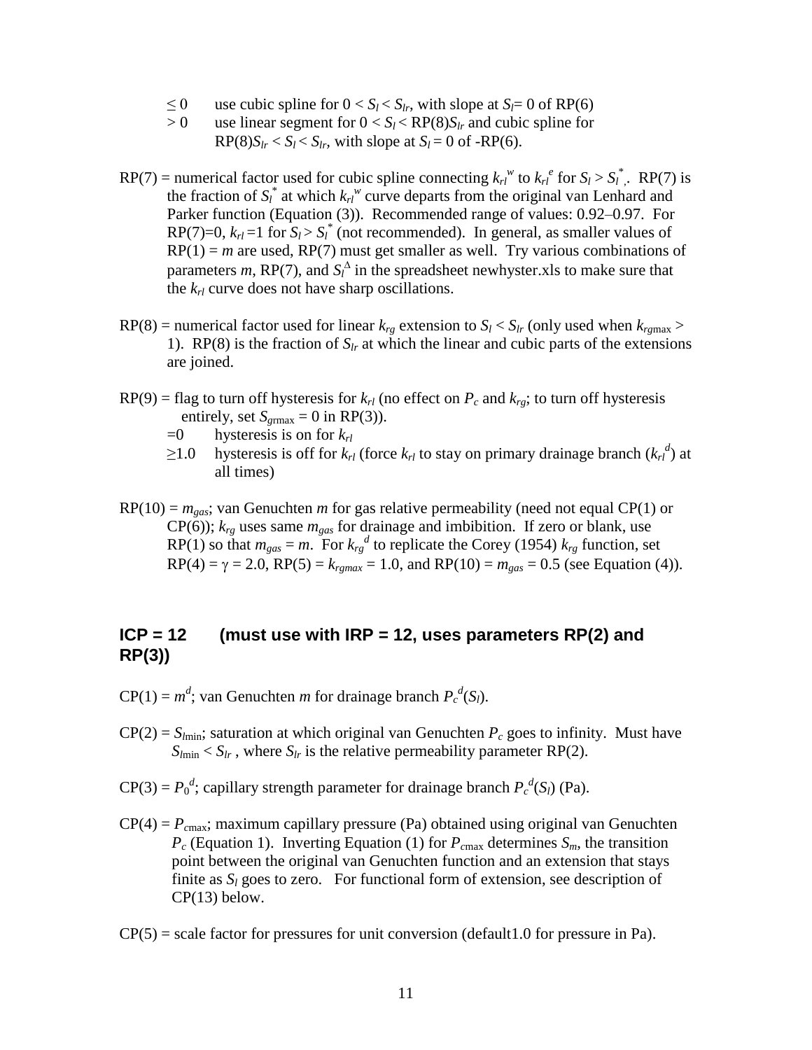- $\leq 0$ use cubic spline for $0 < S_l < S_{lr}$, with slope at $S_l = 0$ of RP(6)
- $> 0$ use linear segment for $0 < S_l <$ RP(8)$S_{lr}$ and cubic spline for RP(8)$S_{lr} < S_l < S_{lr}$, with slope at $S_l = 0$ of -RP(6).

RP(7) = numerical factor used for cubic spline connecting $k_{rl}^w$ to $k_{rl}^e$ for $S_l > S_l^*$. RP(7) is the fraction of $S_l^*$ at which $k_{rl}^w$ curve departs from the original van Lenhard and Parker function (Equation (3)). Recommended range of values: 0.92–0.97. For RP(7)=0, $k_{rl}$ =1 for $S_l > S_l^*$ (not recommended). In general, as smaller values of RP(1) = $m$ are used, RP(7) must get smaller as well. Try various combinations of parameters $m$, RP(7), and $S_l^\Delta$ in the spreadsheet newhyster.xls to make sure that the $k_{rl}$ curve does not have sharp oscillations.

RP(8) = numerical factor used for linear $k_{rg}$ extension to $S_l < S_{lr}$ (only used when $k_{rg\max} >$ 1). RP(8) is the fraction of $S_{lr}$ at which the linear and cubic parts of the extensions are joined.

RP(9) = flag to turn off hysteresis for $k_{rl}$ (no effect on $P_c$ and $k_{rg}$; to turn off hysteresis entirely, set $S_{gr\max} = 0$ in RP(3)).
- =0 hysteresis is on for $k_{rl}$
- $\geq$1.0 hysteresis is off for $k_{rl}$ (force $k_{rl}$ to stay on primary drainage branch ($k_{rl}^d$) at all times)

RP(10) = $m_{gas}$; van Genuchten $m$ for gas relative permeability (need not equal CP(1) or CP(6)); $k_{rg}$ uses same $m_{gas}$ for drainage and imbibition. If zero or blank, use RP(1) so that $m_{gas} = m$. For $k_{rg}^d$ to replicate the Corey (1954) $k_{rg}$ function, set RP(4) = $\gamma$ = 2.0, RP(5) = $k_{rgmax}$ = 1.0, and RP(10) = $m_{gas}$ = 0.5 (see Equation (4)).

## ICP = 12 (must use with IRP = 12, uses parameters RP(2) and RP(3))

CP(1) = $m^d$; van Genuchten $m$ for drainage branch $P_c^d(S_l)$.

CP(2) = $S_{l\min}$; saturation at which original van Genuchten $P_c$ goes to infinity. Must have $S_{l\min} < S_{lr}$ , where $S_{lr}$ is the relative permeability parameter RP(2).

CP(3) = $P_0^d$; capillary strength parameter for drainage branch $P_c^d(S_l)$ (Pa).

CP(4) = $P_{c\max}$; maximum capillary pressure (Pa) obtained using original van Genuchten $P_c$ (Equation 1). Inverting Equation (1) for $P_{c\max}$ determines $S_m$, the transition point between the original van Genuchten function and an extension that stays finite as $S_l$ goes to zero. For functional form of extension, see description of CP(13) below.

CP(5) = scale factor for pressures for unit conversion (default1.0 for pressure in Pa).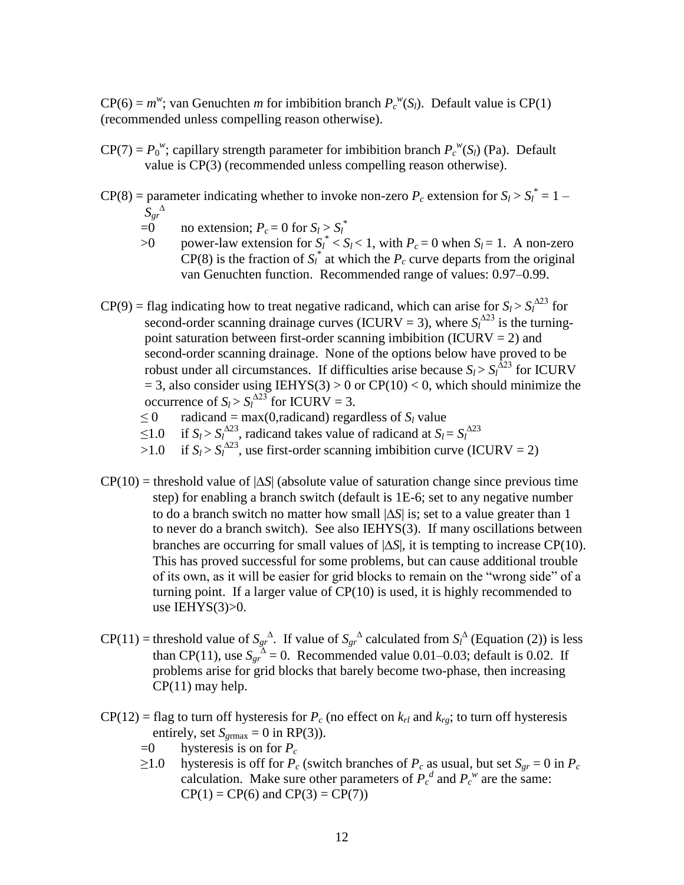CP(6) = $m^w$; van Genuchten $m$ for imbibition branch $P_c^w(S_l)$. Default value is CP(1) (recommended unless compelling reason otherwise).

CP(7) = $P_0^w$; capillary strength parameter for imbibition branch $P_c^w(S_l)$ (Pa). Default value is CP(3) (recommended unless compelling reason otherwise).

CP(8) = parameter indicating whether to invoke non-zero $P_c$ extension for $S_l > S_l^* = 1 - S_{gr}^\Delta$

- =0 no extension; $P_c = 0$ for $S_l > S_l^*$
- >0 power-law extension for $S_l^* < S_l < 1$, with $P_c = 0$ when $S_l = 1$. A non-zero CP(8) is the fraction of $S_l^*$ at which the $P_c$ curve departs from the original van Genuchten function. Recommended range of values: 0.97–0.99.

CP(9) = flag indicating how to treat negative radicand, which can arise for $S_l > S_l^{\Delta 23}$ for second-order scanning drainage curves (ICURV = 3), where $S_l^{\Delta 23}$ is the turning-point saturation between first-order scanning imbibition (ICURV = 2) and second-order scanning drainage. None of the options below have proved to be robust under all circumstances. If difficulties arise because $S_l > S_l^{\Delta 23}$ for ICURV = 3, also consider using IEHYS(3) > 0 or CP(10) < 0, which should minimize the occurrence of $S_l > S_l^{\Delta 23}$ for ICURV = 3.

- ≤ 0 radicand = max(0,radicand) regardless of $S_l$ value
- ≤1.0 if $S_l > S_l^{\Delta 23}$, radicand takes value of radicand at $S_l = S_l^{\Delta 23}$
- >1.0 if $S_l > S_l^{\Delta 23}$, use first-order scanning imbibition curve (ICURV = 2)

CP(10) = threshold value of $|\Delta S|$ (absolute value of saturation change since previous time step) for enabling a branch switch (default is 1E-6; set to any negative number to do a branch switch no matter how small $|\Delta S|$ is; set to a value greater than 1 to never do a branch switch). See also IEHYS(3). If many oscillations between branches are occurring for small values of $|\Delta S|$, it is tempting to increase CP(10). This has proved successful for some problems, but can cause additional trouble of its own, as it will be easier for grid blocks to remain on the "wrong side" of a turning point. If a larger value of CP(10) is used, it is highly recommended to use IEHYS(3)>0.

CP(11) = threshold value of $S_{gr}^\Delta$. If value of $S_{gr}^\Delta$ calculated from $S_l^\Delta$ (Equation (2)) is less than CP(11), use $S_{gr}^\Delta = 0$. Recommended value 0.01–0.03; default is 0.02. If problems arise for grid blocks that barely become two-phase, then increasing CP(11) may help.

CP(12) = flag to turn off hysteresis for $P_c$ (no effect on $k_{rl}$ and $k_{rg}$; to turn off hysteresis entirely, set $S_{gr\max} = 0$ in RP(3)).

- =0 hysteresis is on for $P_c$
- ≥1.0 hysteresis is off for $P_c$ (switch branches of $P_c$ as usual, but set $S_{gr} = 0$ in $P_c$ calculation. Make sure other parameters of $P_c^d$ and $P_c^w$ are the same: CP(1) = CP(6) and CP(3) = CP(7))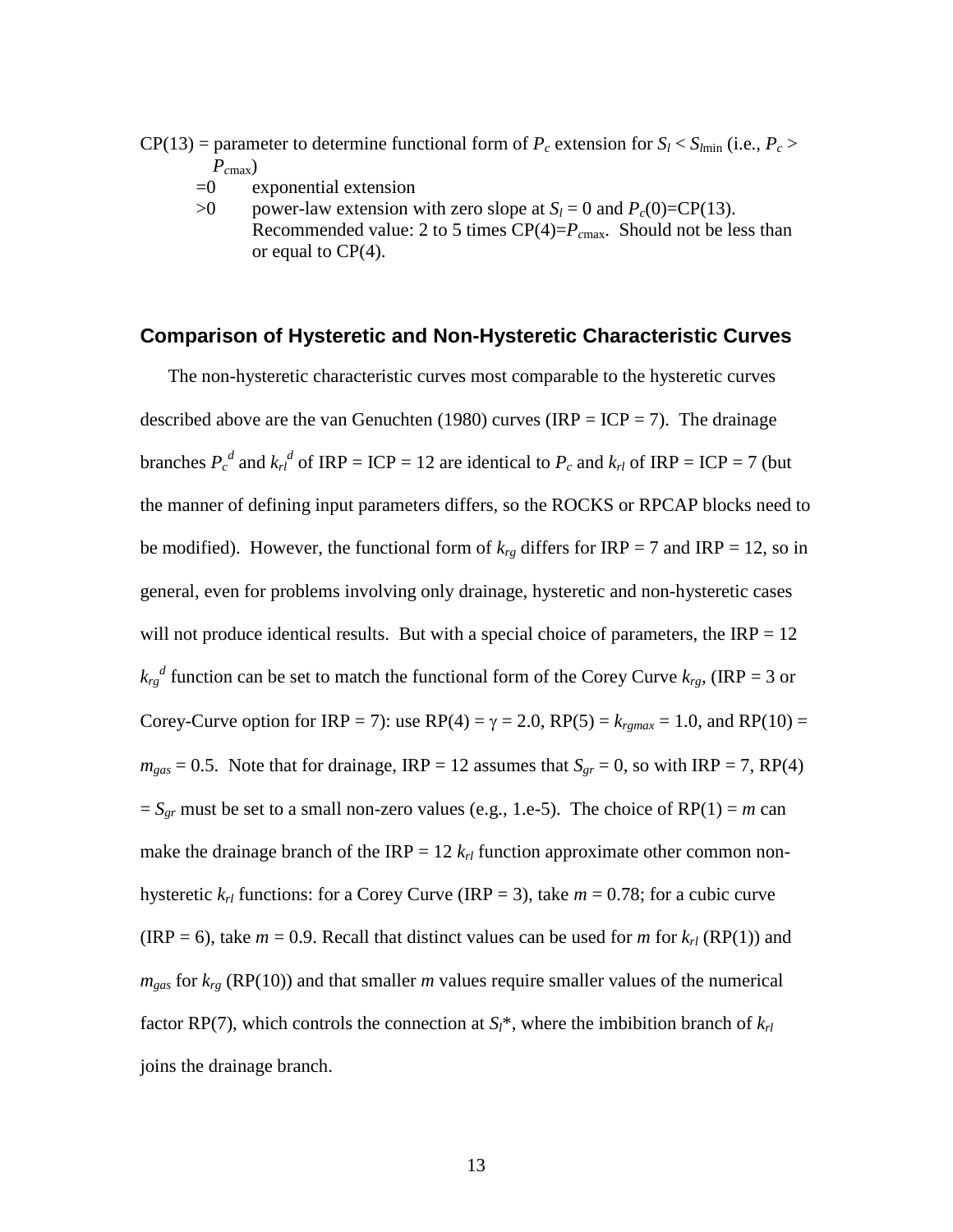CP(13) = parameter to determine functional form of $P_c$ extension for $S_l < S_{l\min}$ (i.e., $P_c > P_{c\max}$)

- =0 exponential extension
- \>0 power-law extension with zero slope at $S_l = 0$ and $P_c(0)$=CP(13). Recommended value: 2 to 5 times CP(4)=$P_{c\max}$. Should not be less than or equal to CP(4).

## Comparison of Hysteretic and Non-Hysteretic Characteristic Curves

The non-hysteretic characteristic curves most comparable to the hysteretic curves described above are the van Genuchten (1980) curves (IRP = ICP = 7). The drainage branches $P_c^{\,d}$ and $k_{rl}^{\,d}$ of IRP = ICP = 12 are identical to $P_c$ and $k_{rl}$ of IRP = ICP = 7 (but the manner of defining input parameters differs, so the ROCKS or RPCAP blocks need to be modified). However, the functional form of $k_{rg}$ differs for IRP = 7 and IRP = 12, so in general, even for problems involving only drainage, hysteretic and non-hysteretic cases will not produce identical results. But with a special choice of parameters, the IRP = 12 $k_{rg}^{\,d}$ function can be set to match the functional form of the Corey Curve $k_{rg}$, (IRP = 3 or Corey-Curve option for IRP = 7): use RP(4) = $\gamma$ = 2.0, RP(5) = $k_{rgmax}$ = 1.0, and RP(10) = $m_{gas}$ = 0.5. Note that for drainage, IRP = 12 assumes that $S_{gr}$ = 0, so with IRP = 7, RP(4) = $S_{gr}$ must be set to a small non-zero values (e.g., 1.e-5). The choice of RP(1) = $m$ can make the drainage branch of the IRP = 12 $k_{rl}$ function approximate other common non-hysteretic $k_{rl}$ functions: for a Corey Curve (IRP = 3), take $m$ = 0.78; for a cubic curve (IRP = 6), take $m$ = 0.9. Recall that distinct values can be used for $m$ for $k_{rl}$ (RP(1)) and $m_{gas}$ for $k_{rg}$ (RP(10)) and that smaller $m$ values require smaller values of the numerical factor RP(7), which controls the connection at $S_l$*, where the imbibition branch of $k_{rl}$ joins the drainage branch.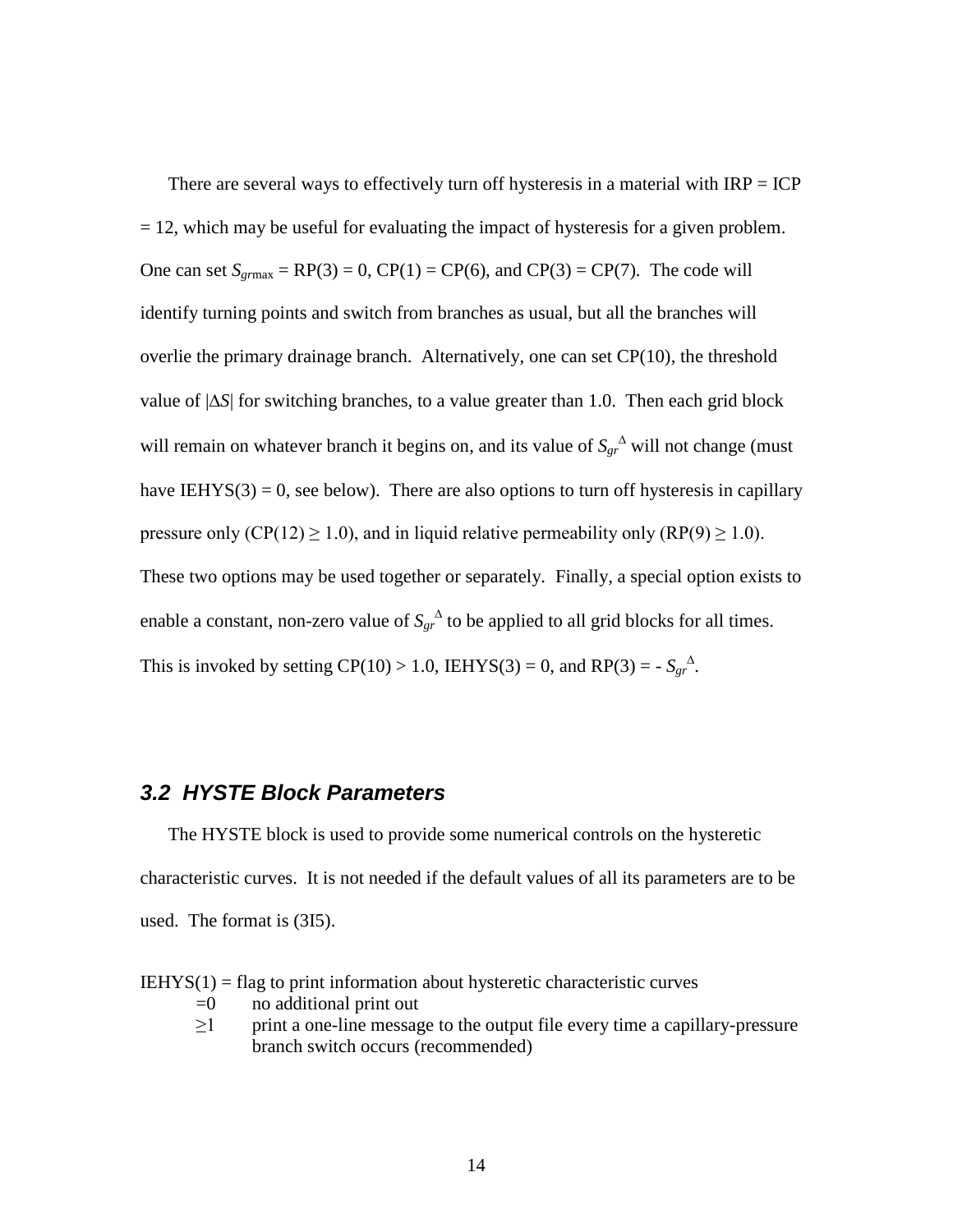There are several ways to effectively turn off hysteresis in a material with IRP = ICP = 12, which may be useful for evaluating the impact of hysteresis for a given problem. One can set $S_{gr\max}$ = RP(3) = 0, CP(1) = CP(6), and CP(3) = CP(7). The code will identify turning points and switch from branches as usual, but all the branches will overlie the primary drainage branch. Alternatively, one can set CP(10), the threshold value of $|\Delta S|$ for switching branches, to a value greater than 1.0. Then each grid block will remain on whatever branch it begins on, and its value of $S_{gr}^{\Delta}$ will not change (must have IEHYS(3) = 0, see below). There are also options to turn off hysteresis in capillary pressure only (CP(12) $\geq$ 1.0), and in liquid relative permeability only (RP(9) $\geq$ 1.0). These two options may be used together or separately. Finally, a special option exists to enable a constant, non-zero value of $S_{gr}^{\Delta}$ to be applied to all grid blocks for all times. This is invoked by setting CP(10) > 1.0, IEHYS(3) = 0, and RP(3) = - $S_{gr}^{\Delta}$.

## *3.2 HYSTE Block Parameters*

The HYSTE block is used to provide some numerical controls on the hysteretic characteristic curves. It is not needed if the default values of all its parameters are to be used. The format is (3I5).

IEHYS(1) = flag to print information about hysteretic characteristic curves

- =0 no additional print out
- ≥1 print a one-line message to the output file every time a capillary-pressure branch switch occurs (recommended)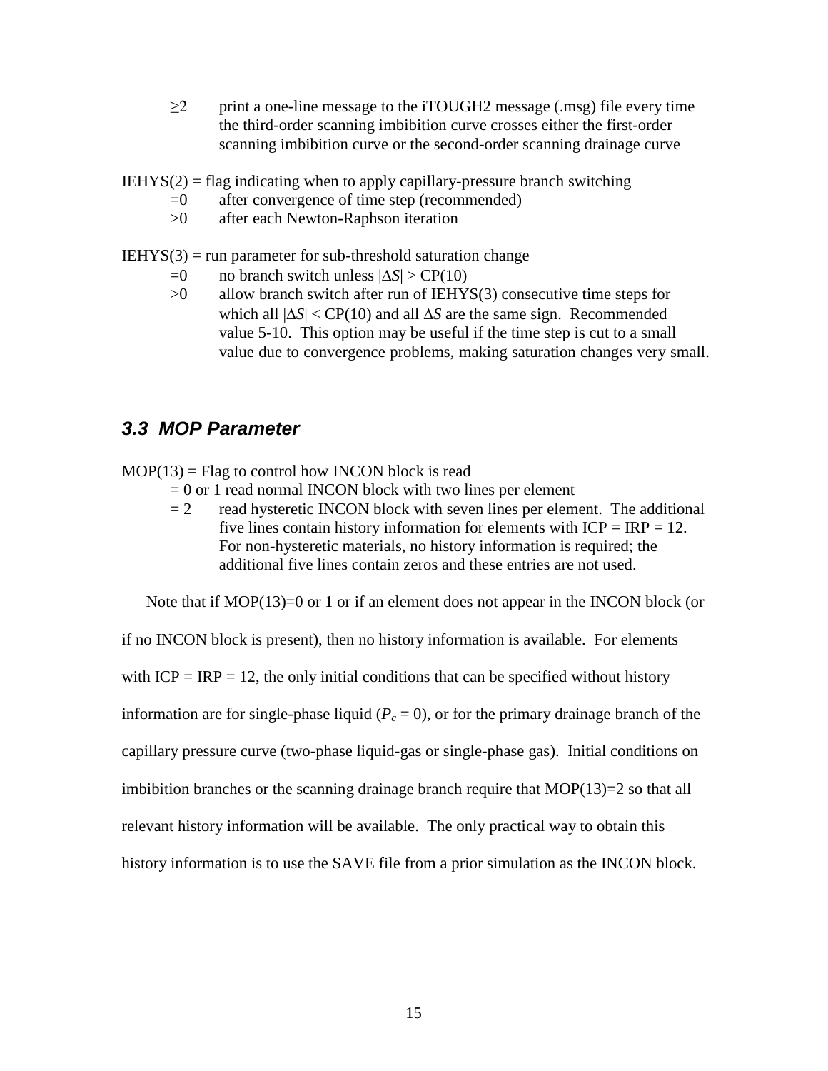≥2 print a one-line message to the iTOUGH2 message (.msg) file every time the third-order scanning imbibition curve crosses either the first-order scanning imbibition curve or the second-order scanning drainage curve

IEHYS(2) = flag indicating when to apply capillary-pressure branch switching

- =0 after convergence of time step (recommended)
- >0 after each Newton-Raphson iteration

IEHYS(3) = run parameter for sub-threshold saturation change

- =0 no branch switch unless $|\Delta S| > CP(10)$
- >0 allow branch switch after run of IEHYS(3) consecutive time steps for which all $|\Delta S| < CP(10)$ and all $\Delta S$ are the same sign. Recommended value 5-10. This option may be useful if the time step is cut to a small value due to convergence problems, making saturation changes very small.

### 3.3 MOP Parameter

MOP(13) = Flag to control how INCON block is read

- = 0 or 1 read normal INCON block with two lines per element
- = 2 read hysteretic INCON block with seven lines per element. The additional five lines contain history information for elements with ICP = IRP = 12. For non-hysteretic materials, no history information is required; the additional five lines contain zeros and these entries are not used.

Note that if MOP(13)=0 or 1 or if an element does not appear in the INCON block (or if no INCON block is present), then no history information is available. For elements with ICP = IRP = 12, the only initial conditions that can be specified without history information are for single-phase liquid ($P_c = 0$), or for the primary drainage branch of the capillary pressure curve (two-phase liquid-gas or single-phase gas). Initial conditions on imbibition branches or the scanning drainage branch require that MOP(13)=2 so that all relevant history information will be available. The only practical way to obtain this history information is to use the SAVE file from a prior simulation as the INCON block.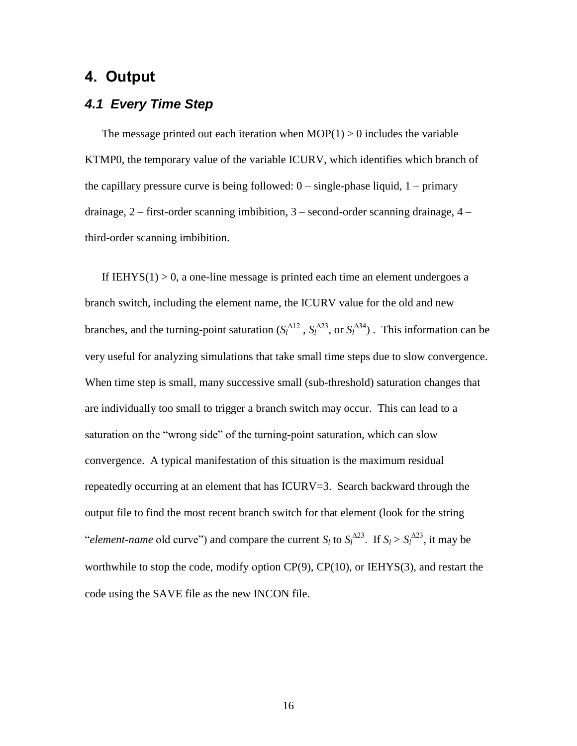# 4. Output

## 4.1 Every Time Step

The message printed out each iteration when MOP(1) > 0 includes the variable KTMP0, the temporary value of the variable ICURV, which identifies which branch of the capillary pressure curve is being followed: 0 – single-phase liquid, 1 – primary drainage, 2 – first-order scanning imbibition, 3 – second-order scanning drainage, 4 – third-order scanning imbibition.

If IEHYS(1) > 0, a one-line message is printed each time an element undergoes a branch switch, including the element name, the ICURV value for the old and new branches, and the turning-point saturation ($S_l^{\Delta 12}$ , $S_l^{\Delta 23}$, or $S_l^{\Delta 34}$) . This information can be very useful for analyzing simulations that take small time steps due to slow convergence. When time step is small, many successive small (sub-threshold) saturation changes that are individually too small to trigger a branch switch may occur. This can lead to a saturation on the "wrong side" of the turning-point saturation, which can slow convergence. A typical manifestation of this situation is the maximum residual repeatedly occurring at an element that has ICURV=3. Search backward through the output file to find the most recent branch switch for that element (look for the string "*element-name* old curve") and compare the current $S_l$ to $S_l^{\Delta 23}$. If $S_l > S_l^{\Delta 23}$, it may be worthwhile to stop the code, modify option CP(9), CP(10), or IEHYS(3), and restart the code using the SAVE file as the new INCON file.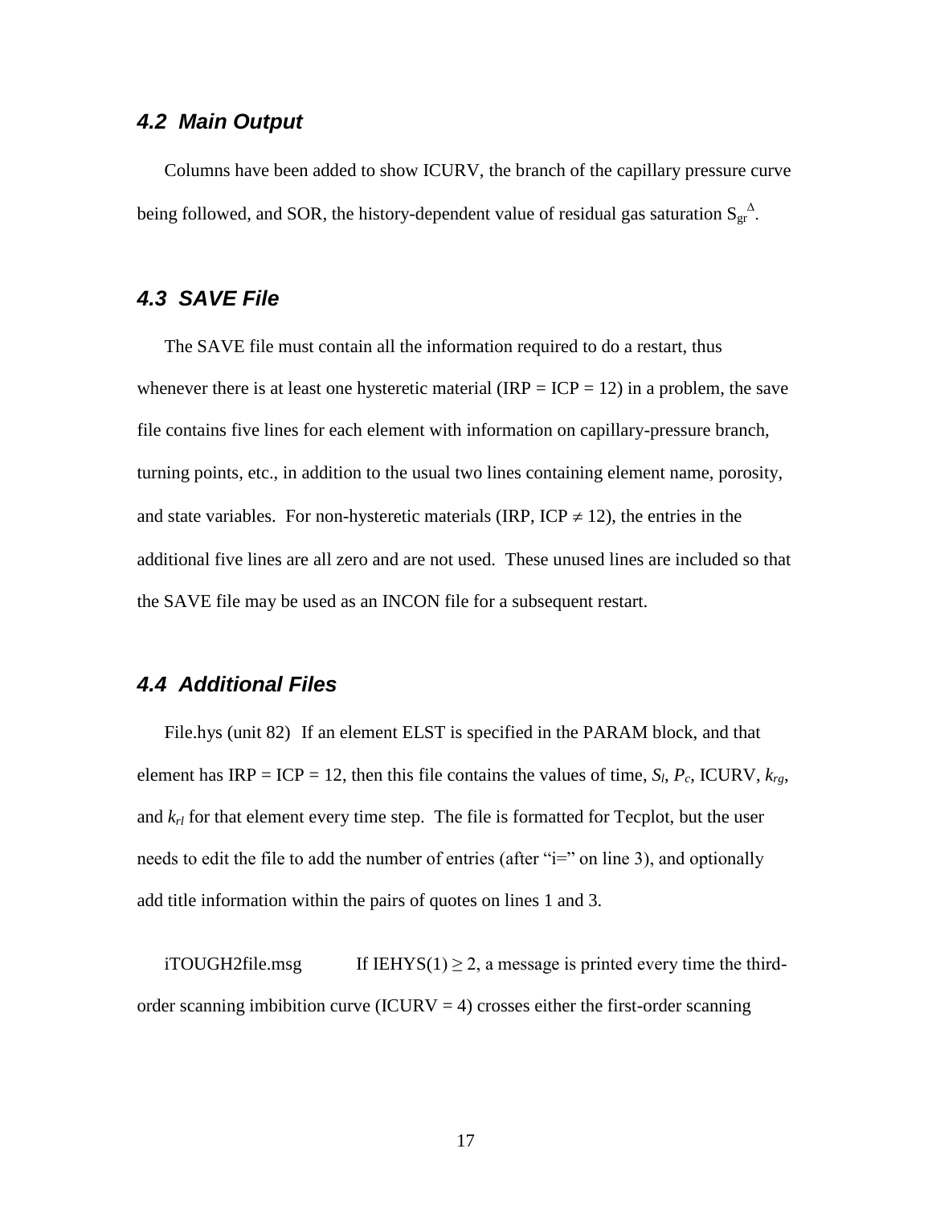### 4.2 Main Output

Columns have been added to show ICURV, the branch of the capillary pressure curve being followed, and SOR, the history-dependent value of residual gas saturation $S_{gr}^{\Delta}$.

### 4.3 SAVE File

The SAVE file must contain all the information required to do a restart, thus whenever there is at least one hysteretic material (IRP = ICP = 12) in a problem, the save file contains five lines for each element with information on capillary-pressure branch, turning points, etc., in addition to the usual two lines containing element name, porosity, and state variables. For non-hysteretic materials (IRP, ICP $\neq$ 12), the entries in the additional five lines are all zero and are not used. These unused lines are included so that the SAVE file may be used as an INCON file for a subsequent restart.

### 4.4 Additional Files

File.hys (unit 82) If an element ELST is specified in the PARAM block, and that element has IRP = ICP = 12, then this file contains the values of time, $S_l$, $P_c$, ICURV, $k_{rg}$, and $k_{rl}$ for that element every time step. The file is formatted for Tecplot, but the user needs to edit the file to add the number of entries (after "i=" on line 3), and optionally add title information within the pairs of quotes on lines 1 and 3.

iTOUGH2file.msg If IEHYS(1) $\geq$ 2, a message is printed every time the third-order scanning imbibition curve (ICURV = 4) crosses either the first-order scanning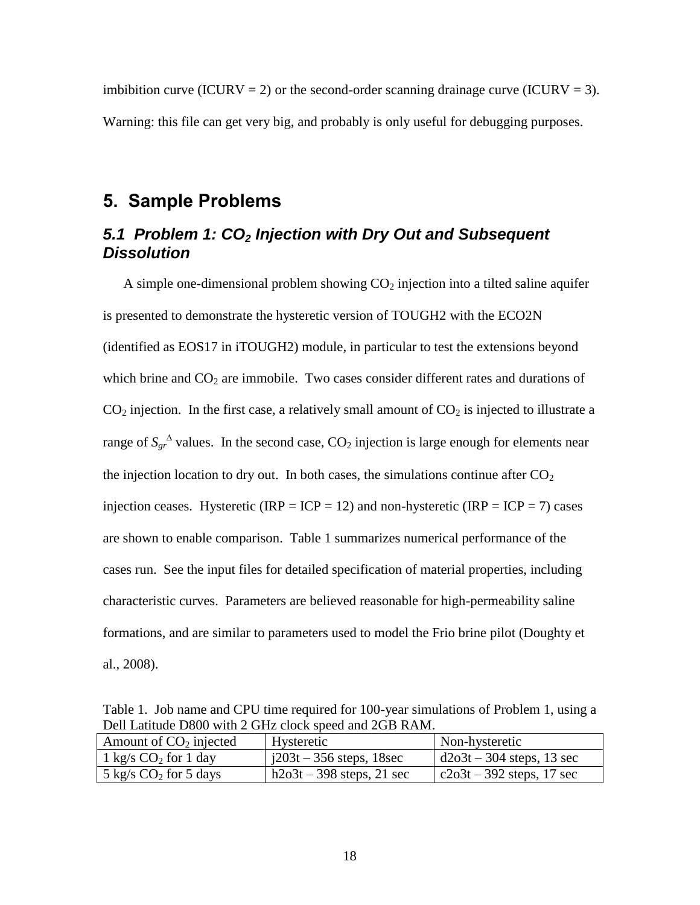imbibition curve (ICURV = 2) or the second-order scanning drainage curve (ICURV = 3). Warning: this file can get very big, and probably is only useful for debugging purposes.

# 5. Sample Problems

## *5.1 Problem 1: $CO_2$ Injection with Dry Out and Subsequent Dissolution*

A simple one-dimensional problem showing $CO_2$ injection into a tilted saline aquifer is presented to demonstrate the hysteretic version of TOUGH2 with the ECO2N (identified as EOS17 in iTOUGH2) module, in particular to test the extensions beyond which brine and $CO_2$ are immobile. Two cases consider different rates and durations of $CO_2$ injection. In the first case, a relatively small amount of $CO_2$ is injected to illustrate a range of $S_{gr}^{\Delta}$ values. In the second case, $CO_2$ injection is large enough for elements near the injection location to dry out. In both cases, the simulations continue after $CO_2$ injection ceases. Hysteretic (IRP = ICP = 12) and non-hysteretic (IRP = ICP = 7) cases are shown to enable comparison. Table 1 summarizes numerical performance of the cases run. See the input files for detailed specification of material properties, including characteristic curves. Parameters are believed reasonable for high-permeability saline formations, and are similar to parameters used to model the Frio brine pilot (Doughty et al., 2008).

Table 1. Job name and CPU time required for 100-year simulations of Problem 1, using a Dell Latitude D800 with 2 GHz clock speed and 2GB RAM.

| Amount of $CO_2$ injected | Hysteretic | Non-hysteretic |
|---|---|---|
| 1 kg/s $CO_2$ for 1 day | j203t – 356 steps, 18sec | d2o3t – 304 steps, 13 sec |
| 5 kg/s $CO_2$ for 5 days | h2o3t – 398 steps, 21 sec | c2o3t – 392 steps, 17 sec |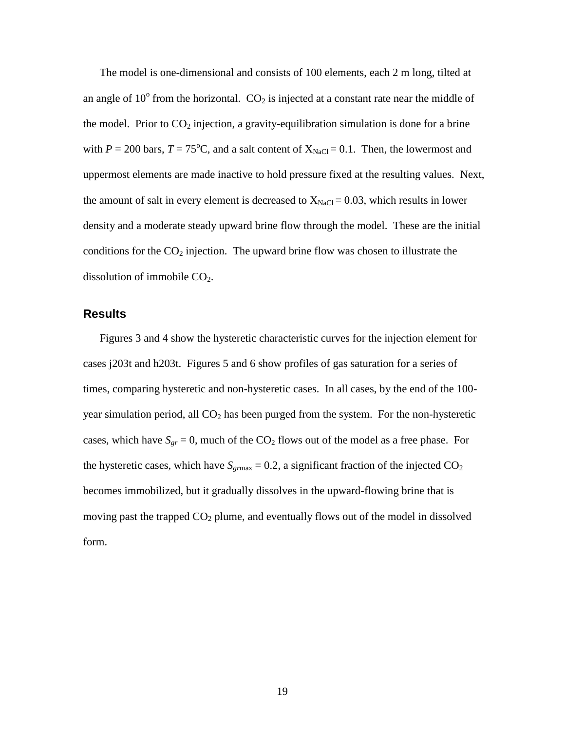The model is one-dimensional and consists of 100 elements, each 2 m long, tilted at an angle of $10^o$ from the horizontal. $CO_2$ is injected at a constant rate near the middle of the model. Prior to $CO_2$ injection, a gravity-equilibration simulation is done for a brine with $P$ = 200 bars, $T$ = 75$^o$C, and a salt content of $X_{NaCl} = 0.1$. Then, the lowermost and uppermost elements are made inactive to hold pressure fixed at the resulting values. Next, the amount of salt in every element is decreased to $X_{NaCl} = 0.03$, which results in lower density and a moderate steady upward brine flow through the model. These are the initial conditions for the $CO_2$ injection. The upward brine flow was chosen to illustrate the dissolution of immobile $CO_2$.

## Results

Figures 3 and 4 show the hysteretic characteristic curves for the injection element for cases j203t and h203t. Figures 5 and 6 show profiles of gas saturation for a series of times, comparing hysteretic and non-hysteretic cases. In all cases, by the end of the 100-year simulation period, all $CO_2$ has been purged from the system. For the non-hysteretic cases, which have $S_{gr} = 0$, much of the $CO_2$ flows out of the model as a free phase. For the hysteretic cases, which have $S_{gr\max} = 0.2$, a significant fraction of the injected $CO_2$ becomes immobilized, but it gradually dissolves in the upward-flowing brine that is moving past the trapped $CO_2$ plume, and eventually flows out of the model in dissolved form.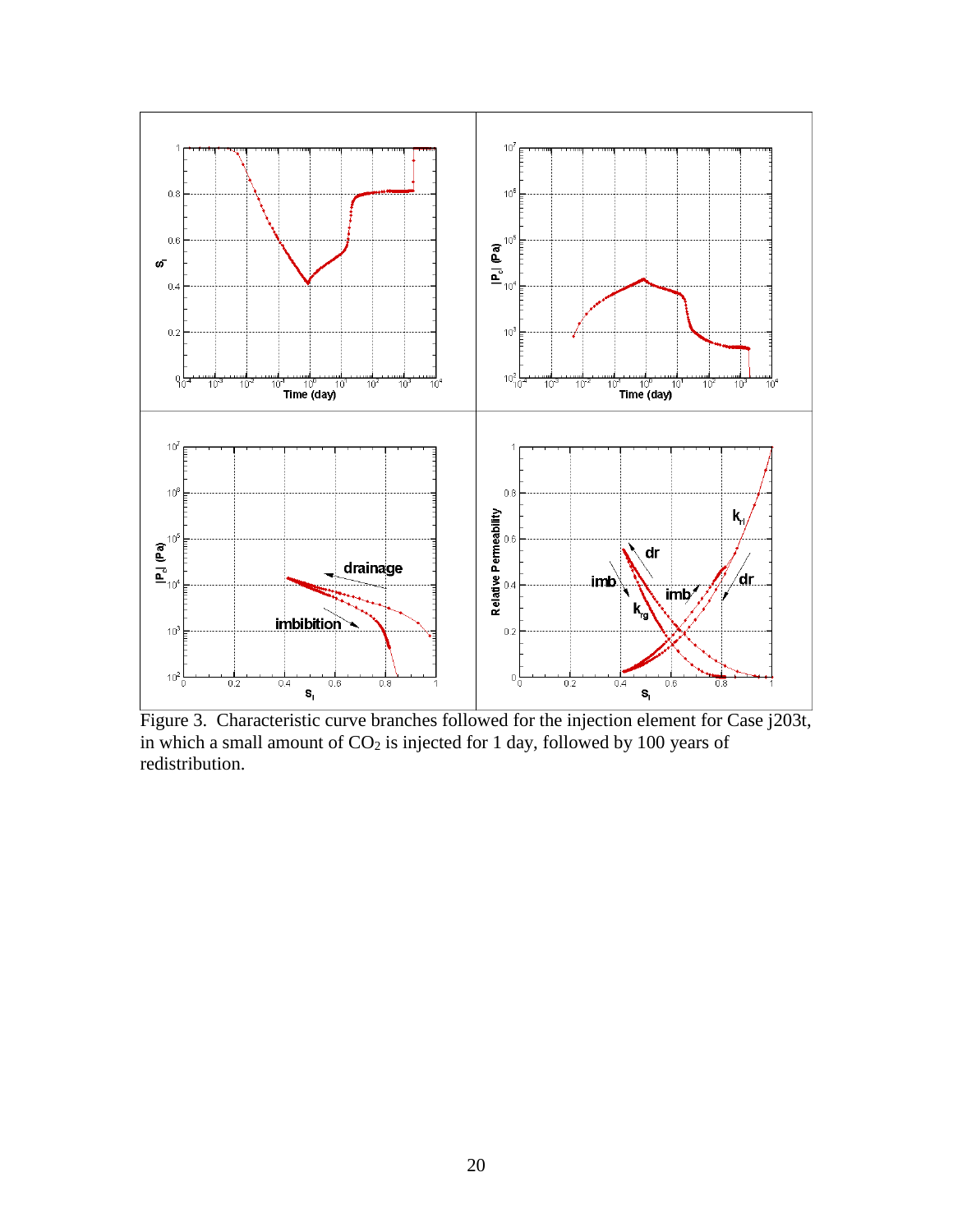Figure 3. Characteristic curve branches followed for the injection element for Case j203t, in which a small amount of $CO_2$ is injected for 1 day, followed by 100 years of redistribution.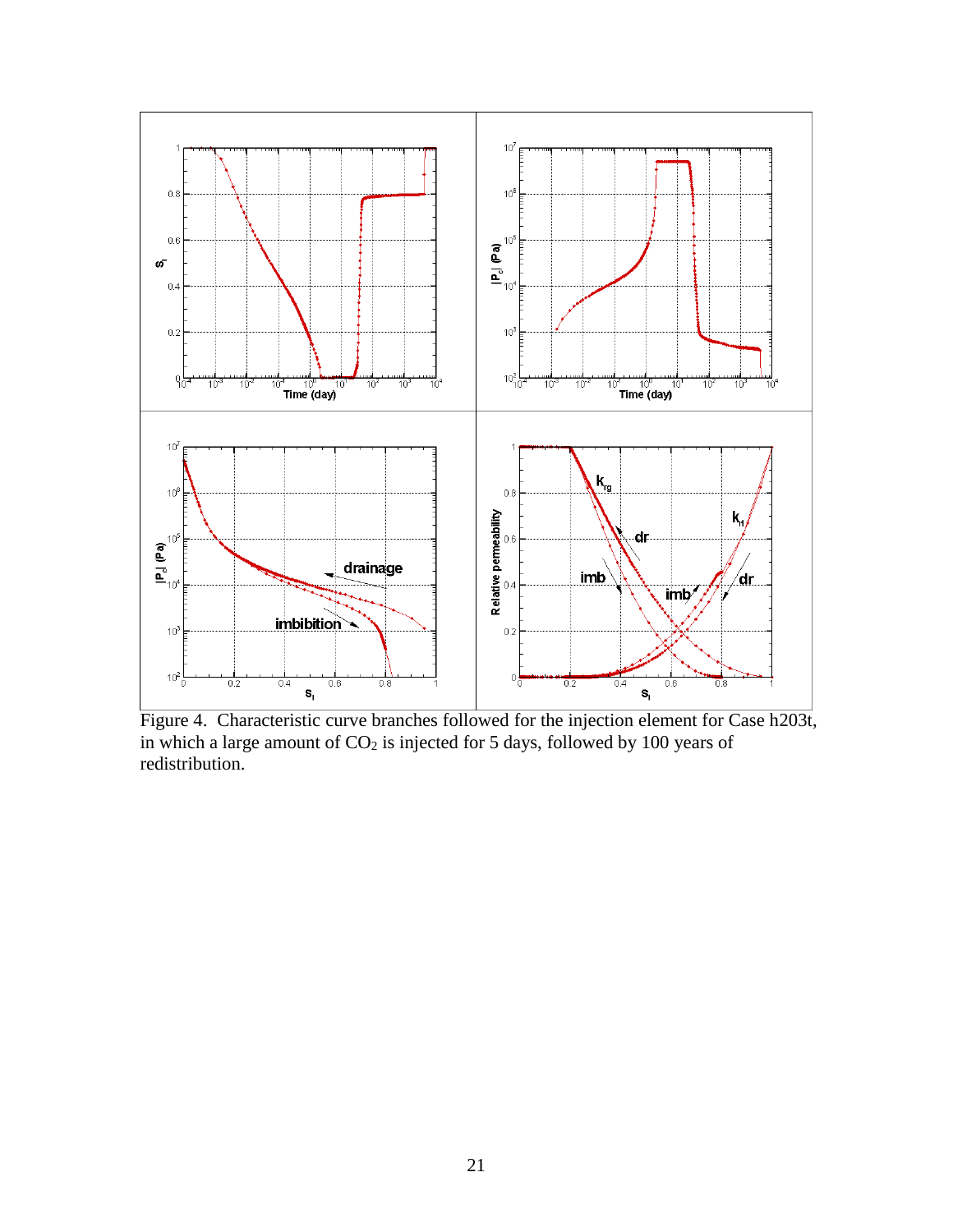Figure 4. Characteristic curve branches followed for the injection element for Case h203t, in which a large amount of $CO_2$ is injected for 5 days, followed by 100 years of redistribution.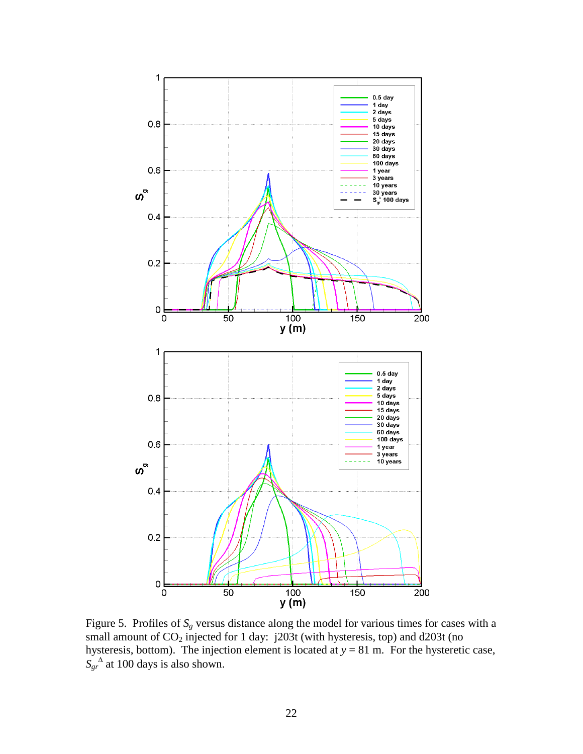Figure 5. Profiles of $S_g$ versus distance along the model for various times for cases with a small amount of $CO_2$ injected for 1 day: j203t (with hysteresis, top) and d203t (no hysteresis, bottom). The injection element is located at $y = 81$ m. For the hysteretic case, $S_{gr}^{\Delta}$ at 100 days is also shown.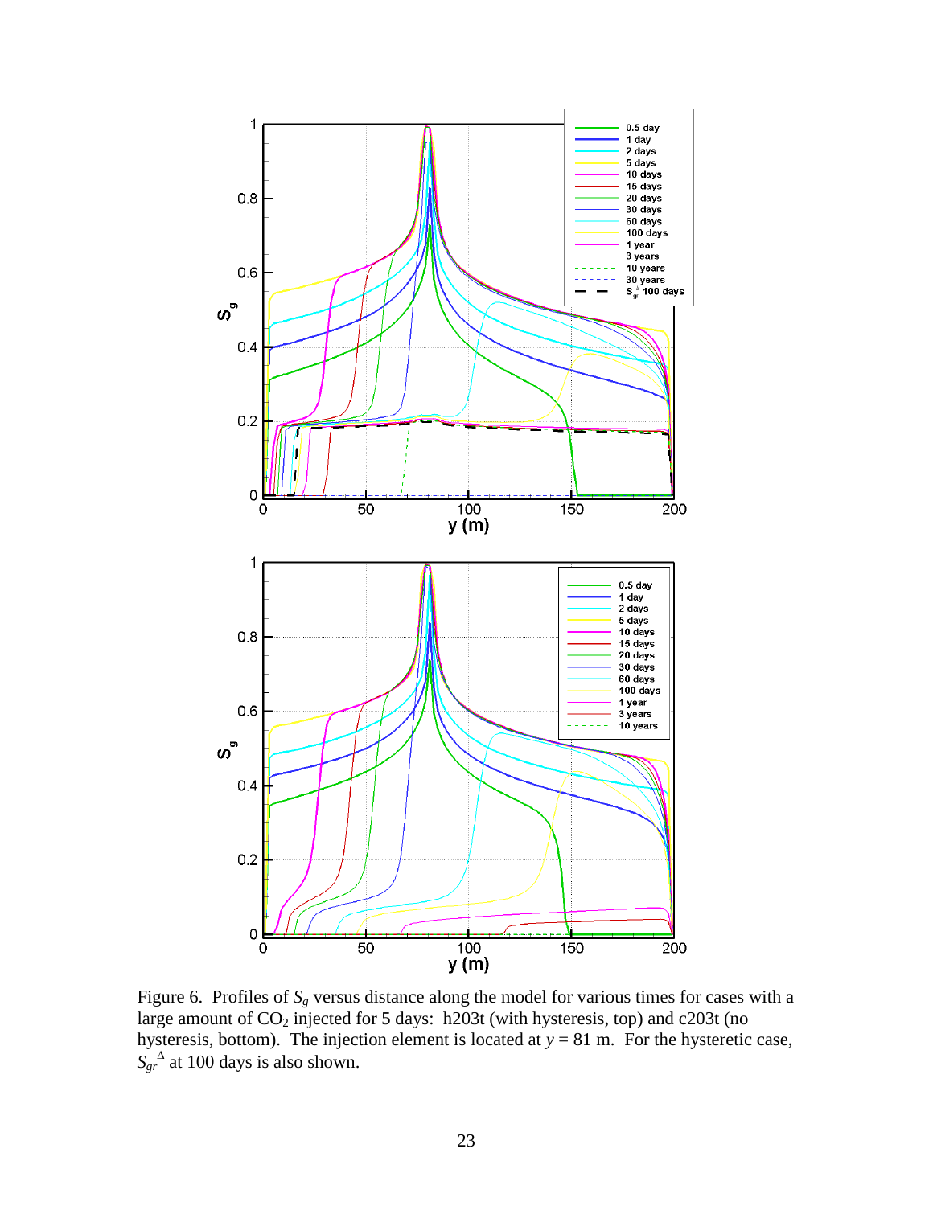Figure 6. Profiles of $S_g$ versus distance along the model for various times for cases with a large amount of $CO_2$ injected for 5 days: h203t (with hysteresis, top) and c203t (no hysteresis, bottom). The injection element is located at $y = 81$ m. For the hysteretic case, $S_{gr}^{\Delta}$ at 100 days is also shown.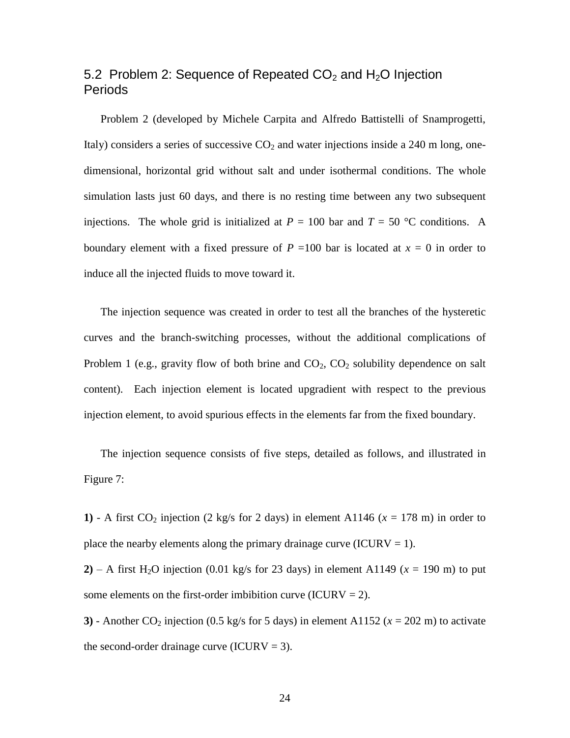## 5.2 Problem 2: Sequence of Repeated $CO_2$ and $H_2O$ Injection Periods

Problem 2 (developed by Michele Carpita and Alfredo Battistelli of Snamprogetti, Italy) considers a series of successive $CO_2$ and water injections inside a 240 m long, one-dimensional, horizontal grid without salt and under isothermal conditions. The whole simulation lasts just 60 days, and there is no resting time between any two subsequent injections. The whole grid is initialized at $P$ = 100 bar and $T$ = 50 °C conditions. A boundary element with a fixed pressure of $P$ =100 bar is located at $x$ = 0 in order to induce all the injected fluids to move toward it.

The injection sequence was created in order to test all the branches of the hysteretic curves and the branch-switching processes, without the additional complications of Problem 1 (e.g., gravity flow of both brine and $CO_2$, $CO_2$ solubility dependence on salt content). Each injection element is located upgradient with respect to the previous injection element, to avoid spurious effects in the elements far from the fixed boundary.

The injection sequence consists of five steps, detailed as follows, and illustrated in Figure 7:

**1)** - A first $CO_2$ injection (2 kg/s for 2 days) in element A1146 ($x$ = 178 m) in order to place the nearby elements along the primary drainage curve (ICURV = 1).

**2)** – A first $H_2O$ injection (0.01 kg/s for 23 days) in element A1149 ($x$ = 190 m) to put some elements on the first-order imbibition curve (ICURV = 2).

**3)** - Another $CO_2$ injection (0.5 kg/s for 5 days) in element A1152 ($x$ = 202 m) to activate the second-order drainage curve (ICURV = 3).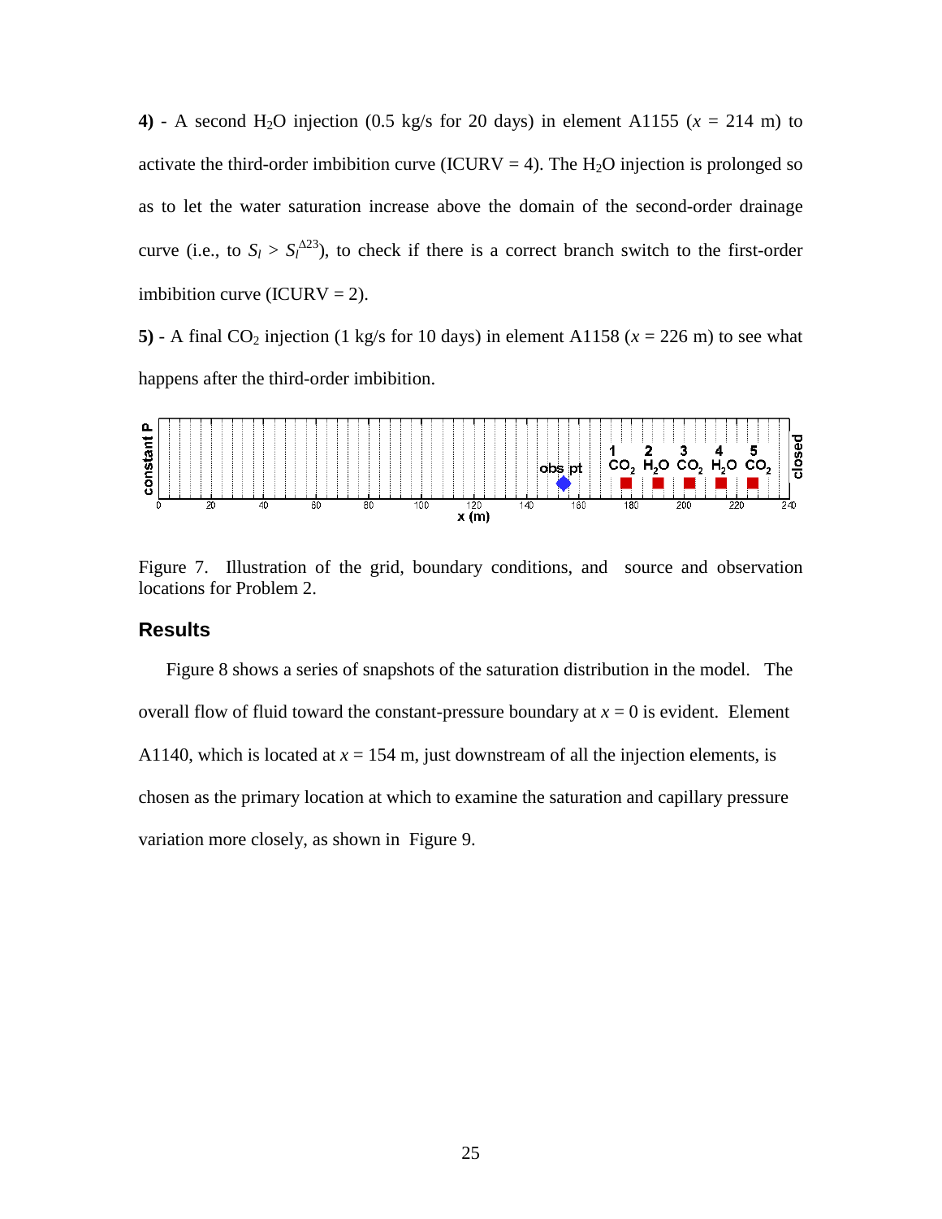**4)** - A second $H_2O$ injection (0.5 kg/s for 20 days) in element A1155 ($x$ = 214 m) to activate the third-order imbibition curve (ICURV = 4). The $H_2O$ injection is prolonged so as to let the water saturation increase above the domain of the second-order drainage curve (i.e., to $S_l > S_l^{\Delta 23}$), to check if there is a correct branch switch to the first-order imbibition curve (ICURV = 2).

**5)** - A final $CO_2$ injection (1 kg/s for 10 days) in element A1158 ($x$ = 226 m) to see what happens after the third-order imbibition.

Figure 7. Illustration of the grid, boundary conditions, and source and observation locations for Problem 2.

## Results

Figure 8 shows a series of snapshots of the saturation distribution in the model. The overall flow of fluid toward the constant-pressure boundary at $x = 0$ is evident. Element A1140, which is located at $x$ = 154 m, just downstream of all the injection elements, is chosen as the primary location at which to examine the saturation and capillary pressure variation more closely, as shown in Figure 9.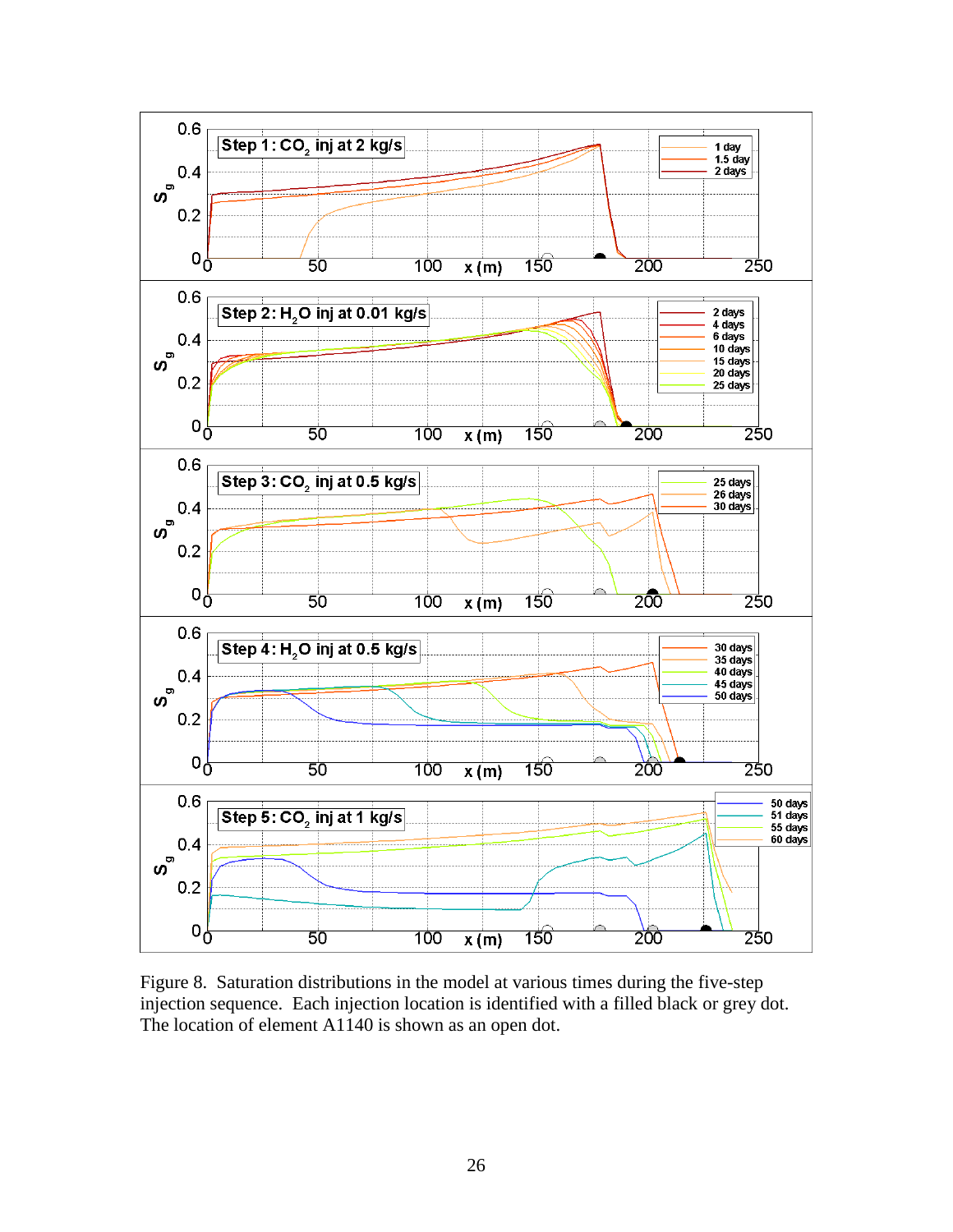Figure 8. Saturation distributions in the model at various times during the five-step injection sequence. Each injection location is identified with a filled black or grey dot. The location of element A1140 is shown as an open dot.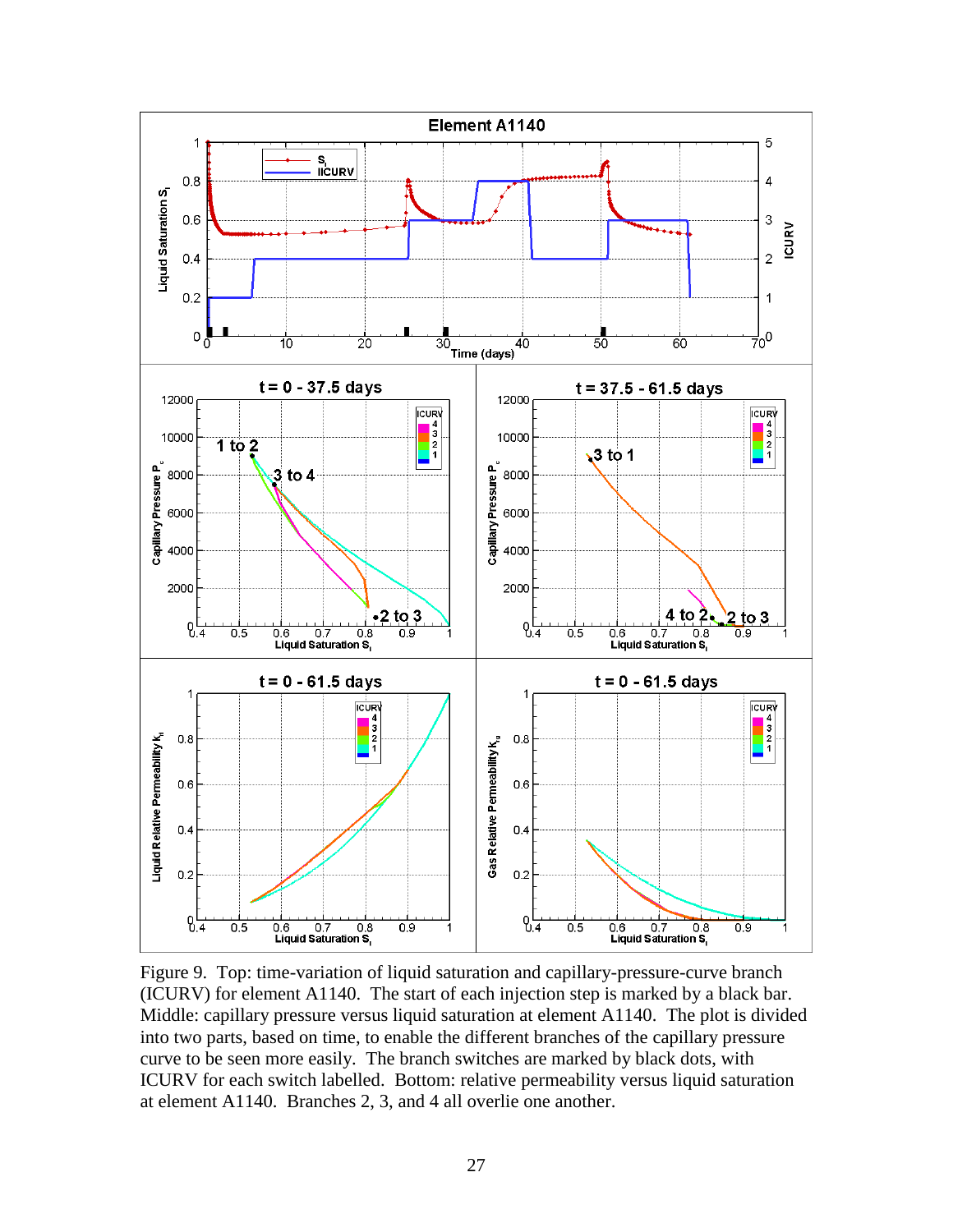Figure 9. Top: time-variation of liquid saturation and capillary-pressure-curve branch (ICURV) for element A1140. The start of each injection step is marked by a black bar. Middle: capillary pressure versus liquid saturation at element A1140. The plot is divided into two parts, based on time, to enable the different branches of the capillary pressure curve to be seen more easily. The branch switches are marked by black dots, with ICURV for each switch labelled. Bottom: relative permeability versus liquid saturation at element A1140. Branches 2, 3, and 4 all overlie one another.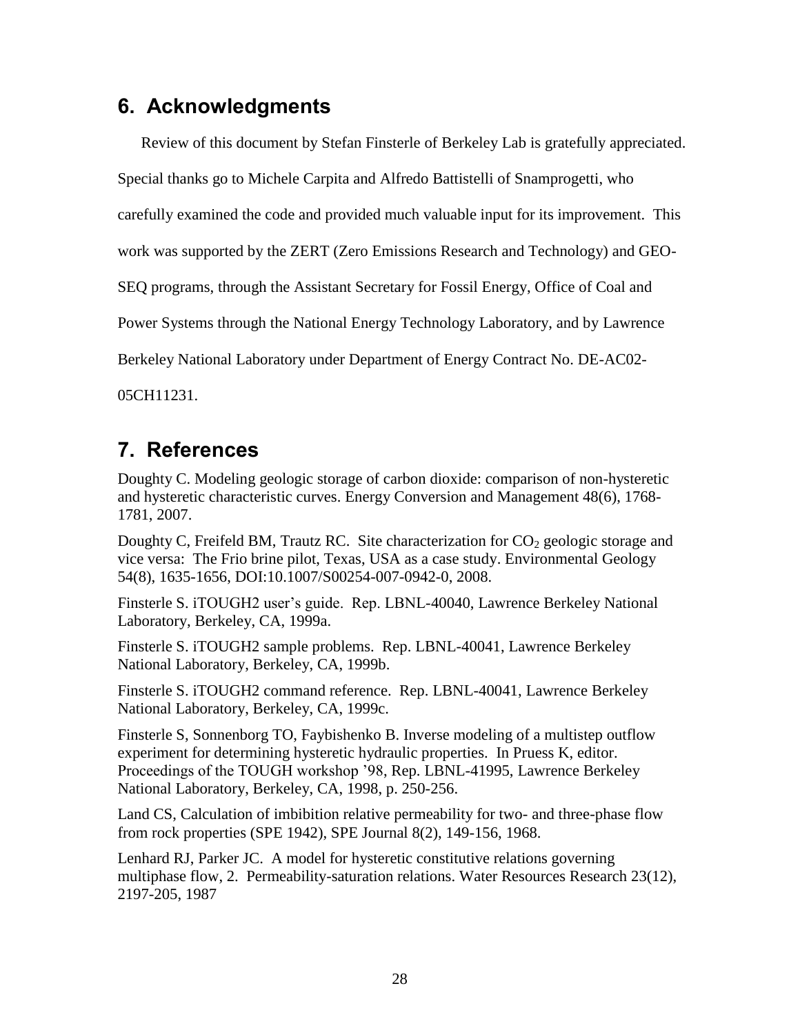## 6. Acknowledgments

Review of this document by Stefan Finsterle of Berkeley Lab is gratefully appreciated. Special thanks go to Michele Carpita and Alfredo Battistelli of Snamprogetti, who carefully examined the code and provided much valuable input for its improvement. This work was supported by the ZERT (Zero Emissions Research and Technology) and GEO-SEQ programs, through the Assistant Secretary for Fossil Energy, Office of Coal and Power Systems through the National Energy Technology Laboratory, and by Lawrence Berkeley National Laboratory under Department of Energy Contract No. DE-AC02-05CH11231.

## 7. References

Doughty C. Modeling geologic storage of carbon dioxide: comparison of non-hysteretic and hysteretic characteristic curves. Energy Conversion and Management 48(6), 1768-1781, 2007.

Doughty C, Freifeld BM, Trautz RC. Site characterization for $CO_2$ geologic storage and vice versa: The Frio brine pilot, Texas, USA as a case study. Environmental Geology 54(8), 1635-1656, DOI:10.1007/S00254-007-0942-0, 2008.

Finsterle S. iTOUGH2 user's guide. Rep. LBNL-40040, Lawrence Berkeley National Laboratory, Berkeley, CA, 1999a.

Finsterle S. iTOUGH2 sample problems. Rep. LBNL-40041, Lawrence Berkeley National Laboratory, Berkeley, CA, 1999b.

Finsterle S. iTOUGH2 command reference. Rep. LBNL-40041, Lawrence Berkeley National Laboratory, Berkeley, CA, 1999c.

Finsterle S, Sonnenborg TO, Faybishenko B. Inverse modeling of a multistep outflow experiment for determining hysteretic hydraulic properties. In Pruess K, editor. Proceedings of the TOUGH workshop '98, Rep. LBNL-41995, Lawrence Berkeley National Laboratory, Berkeley, CA, 1998, p. 250-256.

Land CS, Calculation of imbibition relative permeability for two- and three-phase flow from rock properties (SPE 1942), SPE Journal 8(2), 149-156, 1968.

Lenhard RJ, Parker JC. A model for hysteretic constitutive relations governing multiphase flow, 2. Permeability-saturation relations. Water Resources Research 23(12), 2197-205, 1987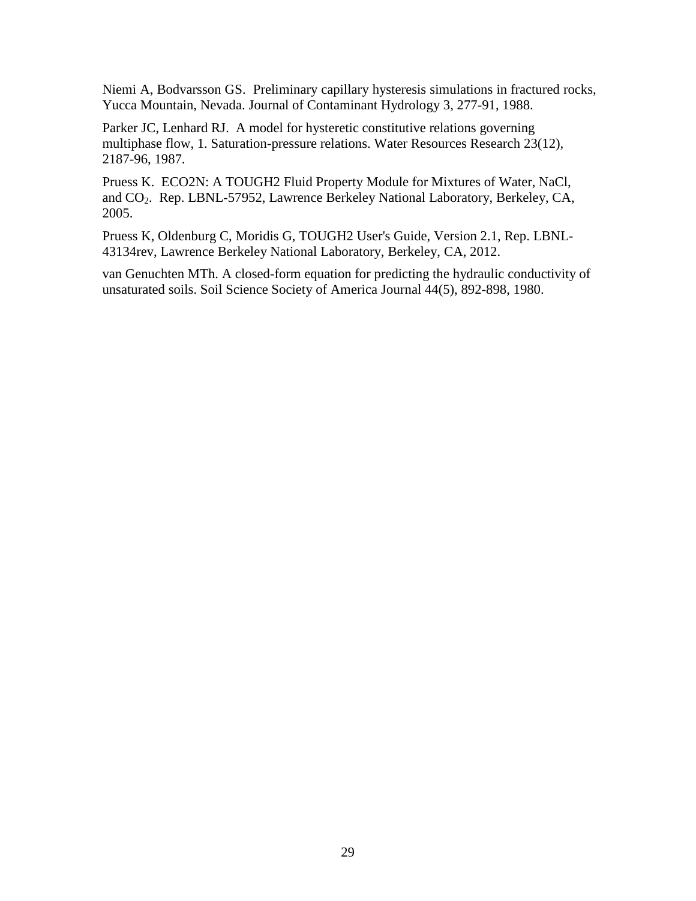Niemi A, Bodvarsson GS. Preliminary capillary hysteresis simulations in fractured rocks, Yucca Mountain, Nevada. Journal of Contaminant Hydrology 3, 277-91, 1988.

Parker JC, Lenhard RJ. A model for hysteretic constitutive relations governing multiphase flow, 1. Saturation-pressure relations. Water Resources Research 23(12), 2187-96, 1987.

Pruess K. ECO2N: A TOUGH2 Fluid Property Module for Mixtures of Water, NaCl, and $CO_2$. Rep. LBNL-57952, Lawrence Berkeley National Laboratory, Berkeley, CA, 2005.

Pruess K, Oldenburg C, Moridis G, TOUGH2 User's Guide, Version 2.1, Rep. LBNL-43134rev, Lawrence Berkeley National Laboratory, Berkeley, CA, 2012.

van Genuchten MTh. A closed-form equation for predicting the hydraulic conductivity of unsaturated soils. Soil Science Society of America Journal 44(5), 892-898, 1980.